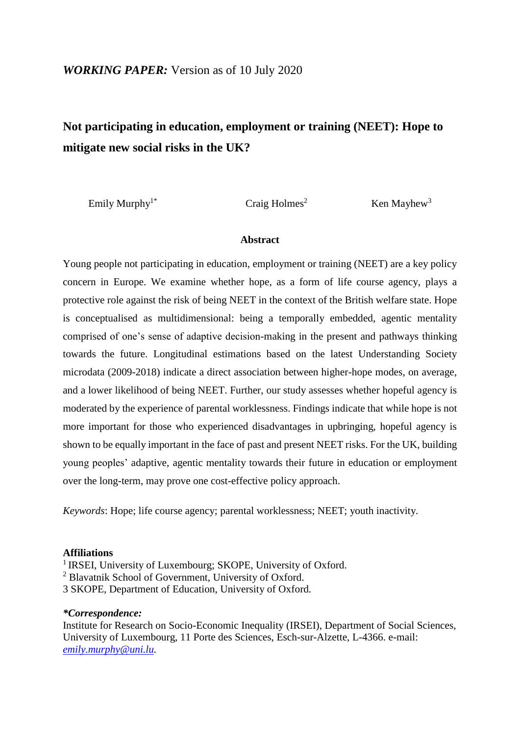***WORKING PAPER:*** Version as of 10 July 2020

# Not participating in education, employment or training (NEET): Hope to mitigate new social risks in the UK?

Emily Murphy[1*] Craig Holmes[2] Ken Mayhew[3]

## Abstract

Young people not participating in education, employment or training (NEET) are a key policy concern in Europe. We examine whether hope, as a form of life course agency, plays a protective role against the risk of being NEET in the context of the British welfare state. Hope is conceptualised as multidimensional: being a temporally embedded, agentic mentality comprised of one's sense of adaptive decision-making in the present and pathways thinking towards the future. Longitudinal estimations based on the latest Understanding Society microdata (2009-2018) indicate a direct association between higher-hope modes, on average, and a lower likelihood of being NEET. Further, our study assesses whether hopeful agency is moderated by the experience of parental worklessness. Findings indicate that while hope is not more important for those who experienced disadvantages in upbringing, hopeful agency is shown to be equally important in the face of past and present NEET risks. For the UK, building young peoples' adaptive, agentic mentality towards their future in education or employment over the long-term, may prove one cost-effective policy approach.

*Keywords*: Hope; life course agency; parental worklessness; NEET; youth inactivity.

**Affiliations**

[1] IRSEI, University of Luxembourg; SKOPE, University of Oxford.
[2] Blavatnik School of Government, University of Oxford.
3 SKOPE, Department of Education, University of Oxford.

***Correspondence:***
Institute for Research on Socio-Economic Inequality (IRSEI), Department of Social Sciences, University of Luxembourg, 11 Porte des Sciences, Esch-sur-Alzette, L-4366. e-mail: *emily.murphy@uni.lu.*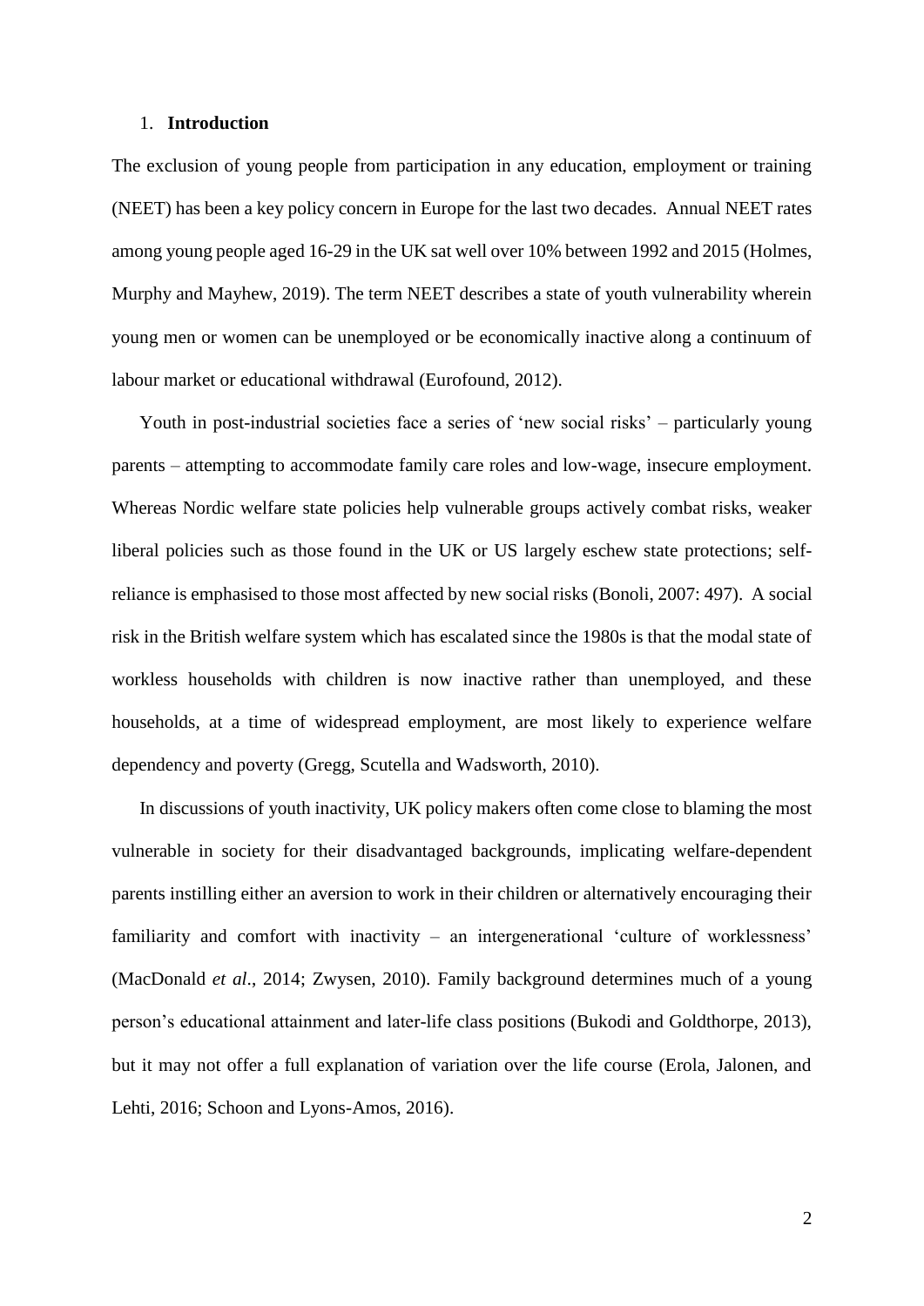## 1. **Introduction**

The exclusion of young people from participation in any education, employment or training (NEET) has been a key policy concern in Europe for the last two decades. Annual NEET rates among young people aged 16-29 in the UK sat well over 10% between 1992 and 2015 (Holmes, Murphy and Mayhew, 2019). The term NEET describes a state of youth vulnerability wherein young men or women can be unemployed or be economically inactive along a continuum of labour market or educational withdrawal (Eurofound, 2012).

Youth in post-industrial societies face a series of 'new social risks' – particularly young parents – attempting to accommodate family care roles and low-wage, insecure employment. Whereas Nordic welfare state policies help vulnerable groups actively combat risks, weaker liberal policies such as those found in the UK or US largely eschew state protections; self-reliance is emphasised to those most affected by new social risks (Bonoli, 2007: 497). A social risk in the British welfare system which has escalated since the 1980s is that the modal state of workless households with children is now inactive rather than unemployed, and these households, at a time of widespread employment, are most likely to experience welfare dependency and poverty (Gregg, Scutella and Wadsworth, 2010).

In discussions of youth inactivity, UK policy makers often come close to blaming the most vulnerable in society for their disadvantaged backgrounds, implicating welfare-dependent parents instilling either an aversion to work in their children or alternatively encouraging their familiarity and comfort with inactivity – an intergenerational 'culture of worklessness' (MacDonald *et al*., 2014; Zwysen, 2010). Family background determines much of a young person's educational attainment and later-life class positions (Bukodi and Goldthorpe, 2013), but it may not offer a full explanation of variation over the life course (Erola, Jalonen, and Lehti, 2016; Schoon and Lyons-Amos, 2016).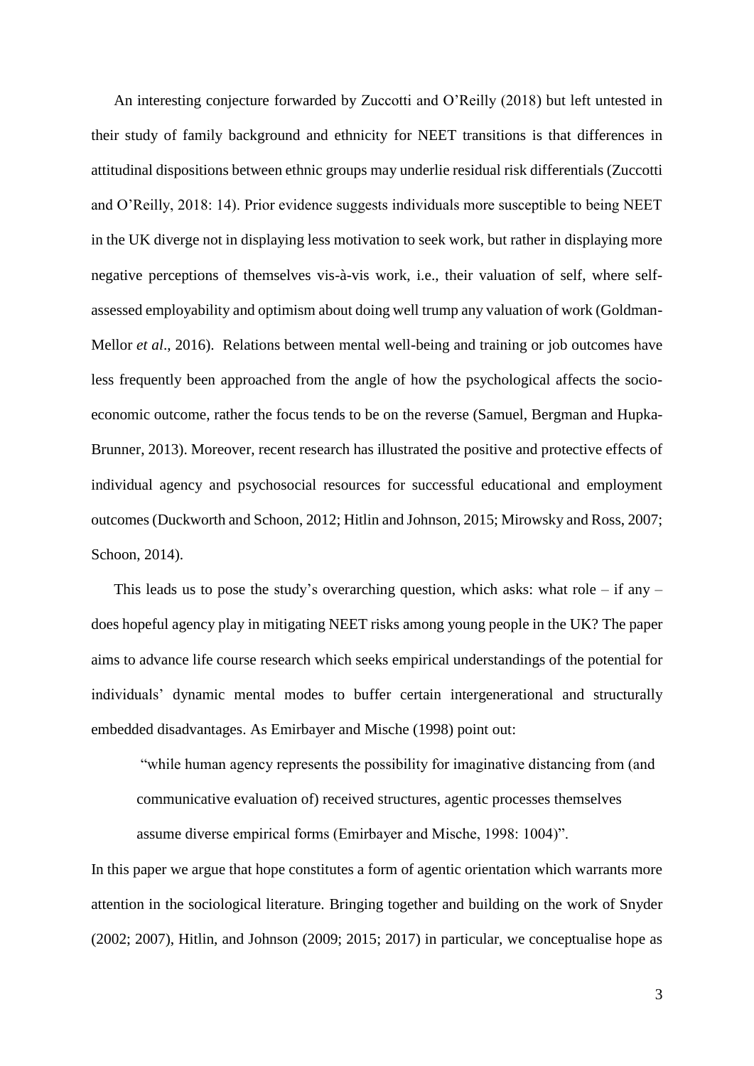An interesting conjecture forwarded by Zuccotti and O'Reilly (2018) but left untested in their study of family background and ethnicity for NEET transitions is that differences in attitudinal dispositions between ethnic groups may underlie residual risk differentials (Zuccotti and O'Reilly, 2018: 14). Prior evidence suggests individuals more susceptible to being NEET in the UK diverge not in displaying less motivation to seek work, but rather in displaying more negative perceptions of themselves vis-à-vis work, i.e., their valuation of self, where self-assessed employability and optimism about doing well trump any valuation of work (Goldman-Mellor *et al*., 2016). Relations between mental well-being and training or job outcomes have less frequently been approached from the angle of how the psychological affects the socio-economic outcome, rather the focus tends to be on the reverse (Samuel, Bergman and Hupka-Brunner, 2013). Moreover, recent research has illustrated the positive and protective effects of individual agency and psychosocial resources for successful educational and employment outcomes (Duckworth and Schoon, 2012; Hitlin and Johnson, 2015; Mirowsky and Ross, 2007; Schoon, 2014).

This leads us to pose the study's overarching question, which asks: what role – if any – does hopeful agency play in mitigating NEET risks among young people in the UK? The paper aims to advance life course research which seeks empirical understandings of the potential for individuals' dynamic mental modes to buffer certain intergenerational and structurally embedded disadvantages. As Emirbayer and Mische (1998) point out:

> "while human agency represents the possibility for imaginative distancing from (and communicative evaluation of) received structures, agentic processes themselves assume diverse empirical forms (Emirbayer and Mische, 1998: 1004)".

In this paper we argue that hope constitutes a form of agentic orientation which warrants more attention in the sociological literature. Bringing together and building on the work of Snyder (2002; 2007), Hitlin, and Johnson (2009; 2015; 2017) in particular, we conceptualise hope as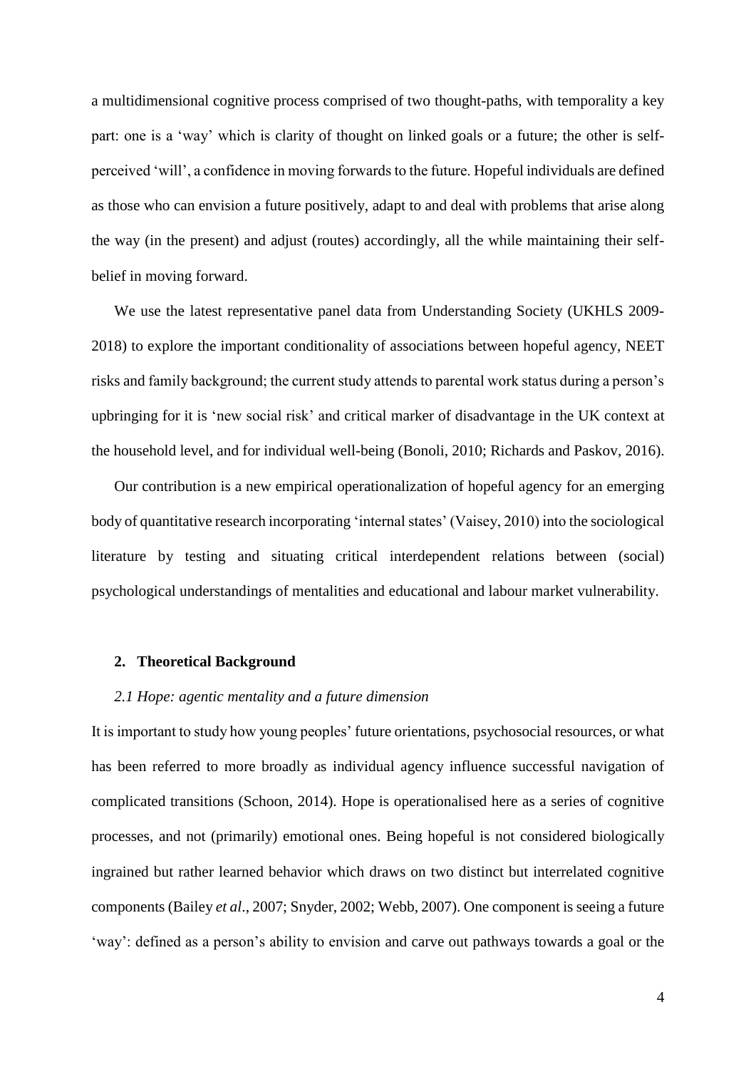a multidimensional cognitive process comprised of two thought-paths, with temporality a key part: one is a 'way' which is clarity of thought on linked goals or a future; the other is self-perceived 'will', a confidence in moving forwards to the future. Hopeful individuals are defined as those who can envision a future positively, adapt to and deal with problems that arise along the way (in the present) and adjust (routes) accordingly, all the while maintaining their self-belief in moving forward.

We use the latest representative panel data from Understanding Society (UKHLS 2009-2018) to explore the important conditionality of associations between hopeful agency, NEET risks and family background; the current study attends to parental work status during a person's upbringing for it is 'new social risk' and critical marker of disadvantage in the UK context at the household level, and for individual well-being (Bonoli, 2010; Richards and Paskov, 2016).

Our contribution is a new empirical operationalization of hopeful agency for an emerging body of quantitative research incorporating 'internal states' (Vaisey, 2010) into the sociological literature by testing and situating critical interdependent relations between (social) psychological understandings of mentalities and educational and labour market vulnerability.

## 2. Theoretical Background

### *2.1 Hope: agentic mentality and a future dimension*

It is important to study how young peoples' future orientations, psychosocial resources, or what has been referred to more broadly as individual agency influence successful navigation of complicated transitions (Schoon, 2014). Hope is operationalised here as a series of cognitive processes, and not (primarily) emotional ones. Being hopeful is not considered biologically ingrained but rather learned behavior which draws on two distinct but interrelated cognitive components (Bailey *et al*., 2007; Snyder, 2002; Webb, 2007). One component is seeing a future 'way': defined as a person's ability to envision and carve out pathways towards a goal or the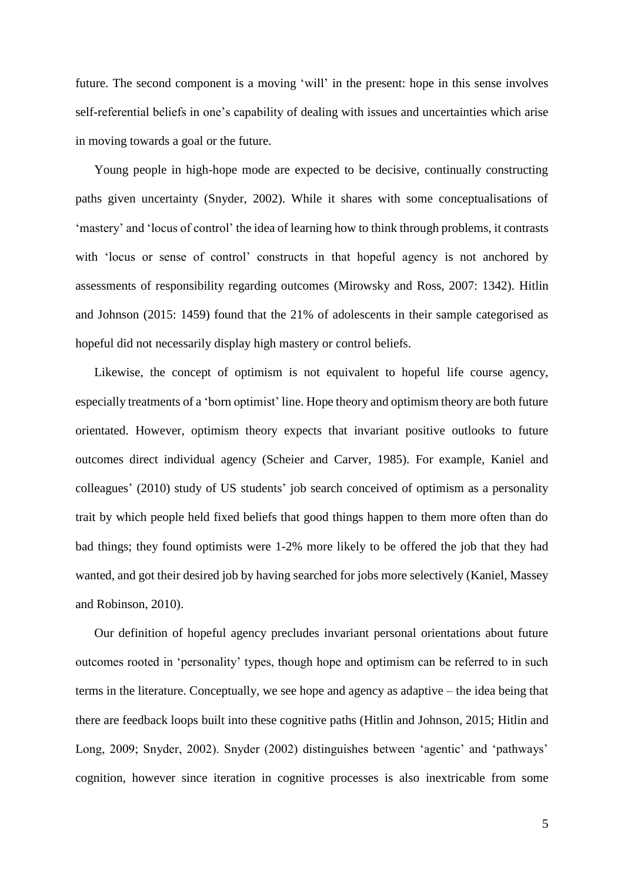future. The second component is a moving 'will' in the present: hope in this sense involves self-referential beliefs in one's capability of dealing with issues and uncertainties which arise in moving towards a goal or the future.

Young people in high-hope mode are expected to be decisive, continually constructing paths given uncertainty (Snyder, 2002). While it shares with some conceptualisations of 'mastery' and 'locus of control' the idea of learning how to think through problems, it contrasts with 'locus or sense of control' constructs in that hopeful agency is not anchored by assessments of responsibility regarding outcomes (Mirowsky and Ross, 2007: 1342). Hitlin and Johnson (2015: 1459) found that the 21% of adolescents in their sample categorised as hopeful did not necessarily display high mastery or control beliefs.

Likewise, the concept of optimism is not equivalent to hopeful life course agency, especially treatments of a 'born optimist' line. Hope theory and optimism theory are both future orientated. However, optimism theory expects that invariant positive outlooks to future outcomes direct individual agency (Scheier and Carver, 1985). For example, Kaniel and colleagues' (2010) study of US students' job search conceived of optimism as a personality trait by which people held fixed beliefs that good things happen to them more often than do bad things; they found optimists were 1-2% more likely to be offered the job that they had wanted, and got their desired job by having searched for jobs more selectively (Kaniel, Massey and Robinson, 2010).

Our definition of hopeful agency precludes invariant personal orientations about future outcomes rooted in 'personality' types, though hope and optimism can be referred to in such terms in the literature. Conceptually, we see hope and agency as adaptive – the idea being that there are feedback loops built into these cognitive paths (Hitlin and Johnson, 2015; Hitlin and Long, 2009; Snyder, 2002). Snyder (2002) distinguishes between 'agentic' and 'pathways' cognition, however since iteration in cognitive processes is also inextricable from some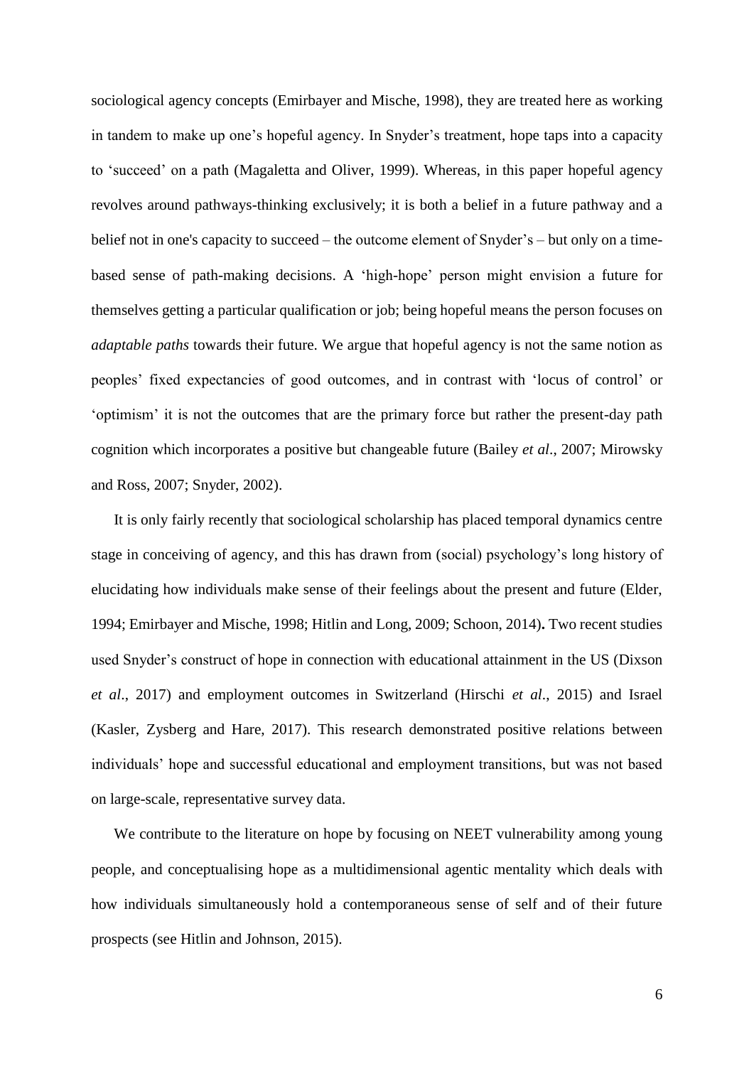sociological agency concepts (Emirbayer and Mische, 1998), they are treated here as working in tandem to make up one's hopeful agency. In Snyder's treatment, hope taps into a capacity to 'succeed' on a path (Magaletta and Oliver, 1999). Whereas, in this paper hopeful agency revolves around pathways-thinking exclusively; it is both a belief in a future pathway and a belief not in one's capacity to succeed – the outcome element of Snyder's – but only on a time-based sense of path-making decisions. A 'high-hope' person might envision a future for themselves getting a particular qualification or job; being hopeful means the person focuses on *adaptable paths* towards their future. We argue that hopeful agency is not the same notion as peoples' fixed expectancies of good outcomes, and in contrast with 'locus of control' or 'optimism' it is not the outcomes that are the primary force but rather the present-day path cognition which incorporates a positive but changeable future (Bailey *et al*., 2007; Mirowsky and Ross, 2007; Snyder, 2002).

It is only fairly recently that sociological scholarship has placed temporal dynamics centre stage in conceiving of agency, and this has drawn from (social) psychology's long history of elucidating how individuals make sense of their feelings about the present and future (Elder, 1994; Emirbayer and Mische, 1998; Hitlin and Long, 2009; Schoon, 2014)**.** Two recent studies used Snyder's construct of hope in connection with educational attainment in the US (Dixson *et al*., 2017) and employment outcomes in Switzerland (Hirschi *et al*., 2015) and Israel (Kasler, Zysberg and Hare, 2017). This research demonstrated positive relations between individuals' hope and successful educational and employment transitions, but was not based on large-scale, representative survey data.

We contribute to the literature on hope by focusing on NEET vulnerability among young people, and conceptualising hope as a multidimensional agentic mentality which deals with how individuals simultaneously hold a contemporaneous sense of self and of their future prospects (see Hitlin and Johnson, 2015).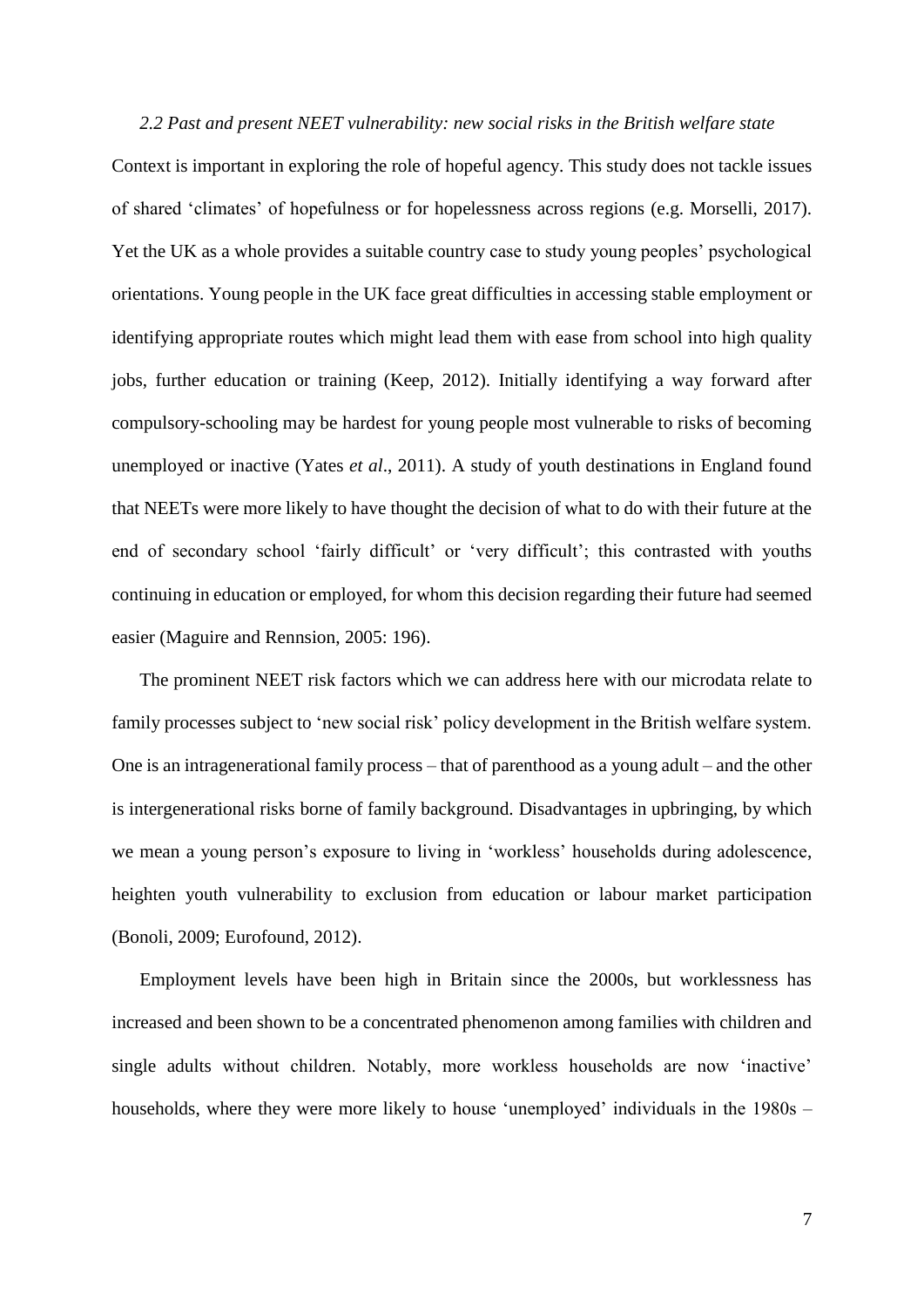### *2.2 Past and present NEET vulnerability: new social risks in the British welfare state*

Context is important in exploring the role of hopeful agency. This study does not tackle issues of shared 'climates' of hopefulness or for hopelessness across regions (e.g. Morselli, 2017). Yet the UK as a whole provides a suitable country case to study young peoples' psychological orientations. Young people in the UK face great difficulties in accessing stable employment or identifying appropriate routes which might lead them with ease from school into high quality jobs, further education or training (Keep, 2012). Initially identifying a way forward after compulsory-schooling may be hardest for young people most vulnerable to risks of becoming unemployed or inactive (Yates *et al*., 2011). A study of youth destinations in England found that NEETs were more likely to have thought the decision of what to do with their future at the end of secondary school 'fairly difficult' or 'very difficult'; this contrasted with youths continuing in education or employed, for whom this decision regarding their future had seemed easier (Maguire and Rennsion, 2005: 196).

The prominent NEET risk factors which we can address here with our microdata relate to family processes subject to 'new social risk' policy development in the British welfare system. One is an intragenerational family process – that of parenthood as a young adult – and the other is intergenerational risks borne of family background. Disadvantages in upbringing, by which we mean a young person's exposure to living in 'workless' households during adolescence, heighten youth vulnerability to exclusion from education or labour market participation (Bonoli, 2009; Eurofound, 2012).

Employment levels have been high in Britain since the 2000s, but worklessness has increased and been shown to be a concentrated phenomenon among families with children and single adults without children. Notably, more workless households are now 'inactive' households, where they were more likely to house 'unemployed' individuals in the 1980s –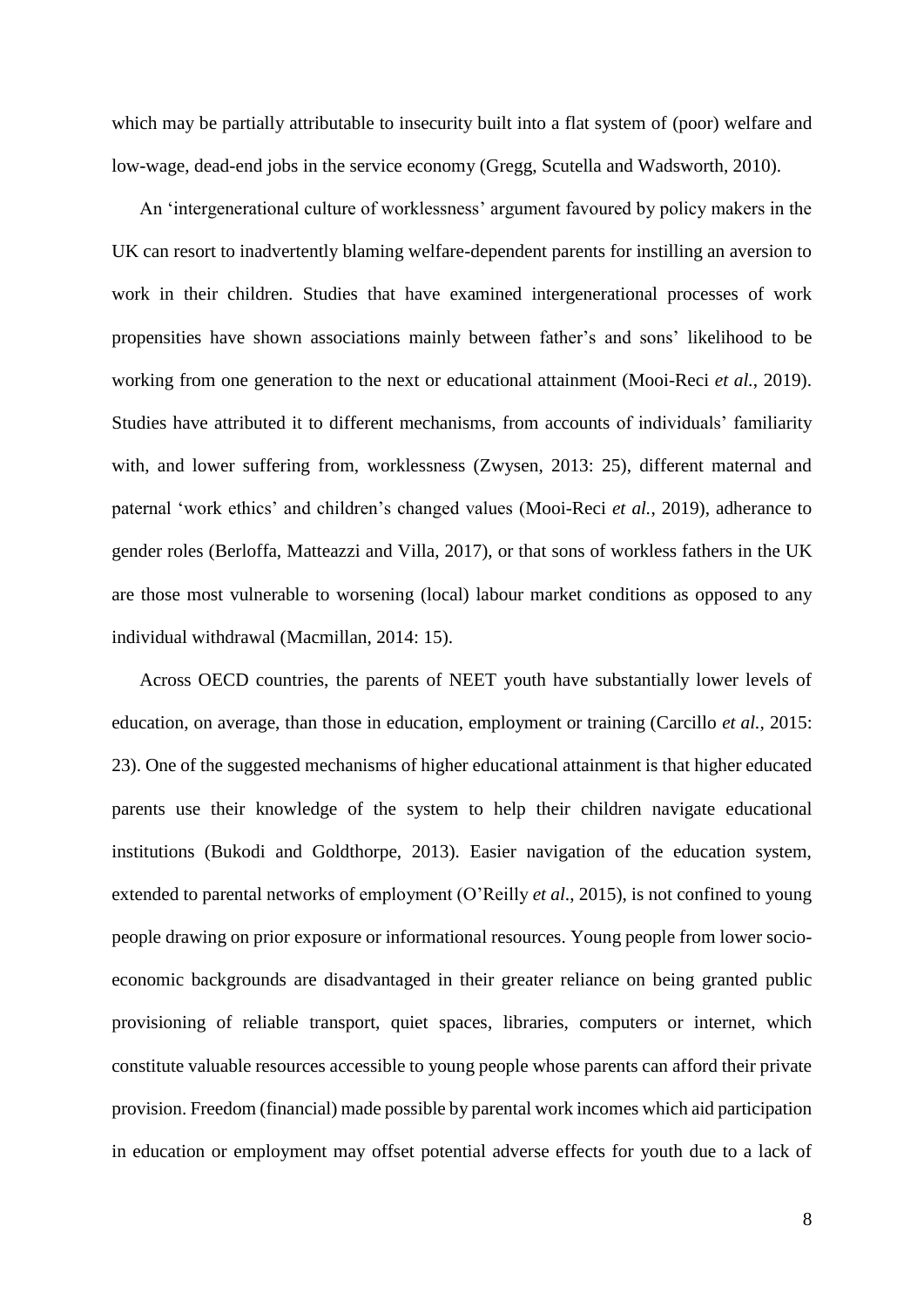which may be partially attributable to insecurity built into a flat system of (poor) welfare and low-wage, dead-end jobs in the service economy (Gregg, Scutella and Wadsworth, 2010).

An 'intergenerational culture of worklessness' argument favoured by policy makers in the UK can resort to inadvertently blaming welfare-dependent parents for instilling an aversion to work in their children. Studies that have examined intergenerational processes of work propensities have shown associations mainly between father's and sons' likelihood to be working from one generation to the next or educational attainment (Mooi-Reci *et al.*, 2019). Studies have attributed it to different mechanisms, from accounts of individuals' familiarity with, and lower suffering from, worklessness (Zwysen, 2013: 25), different maternal and paternal 'work ethics' and children's changed values (Mooi-Reci *et al.*, 2019), adherance to gender roles (Berloffa, Matteazzi and Villa, 2017), or that sons of workless fathers in the UK are those most vulnerable to worsening (local) labour market conditions as opposed to any individual withdrawal (Macmillan, 2014: 15).

Across OECD countries, the parents of NEET youth have substantially lower levels of education, on average, than those in education, employment or training (Carcillo *et al.,* 2015: 23). One of the suggested mechanisms of higher educational attainment is that higher educated parents use their knowledge of the system to help their children navigate educational institutions (Bukodi and Goldthorpe, 2013). Easier navigation of the education system, extended to parental networks of employment (O'Reilly *et al*., 2015), is not confined to young people drawing on prior exposure or informational resources. Young people from lower socio-economic backgrounds are disadvantaged in their greater reliance on being granted public provisioning of reliable transport, quiet spaces, libraries, computers or internet, which constitute valuable resources accessible to young people whose parents can afford their private provision. Freedom (financial) made possible by parental work incomes which aid participation in education or employment may offset potential adverse effects for youth due to a lack of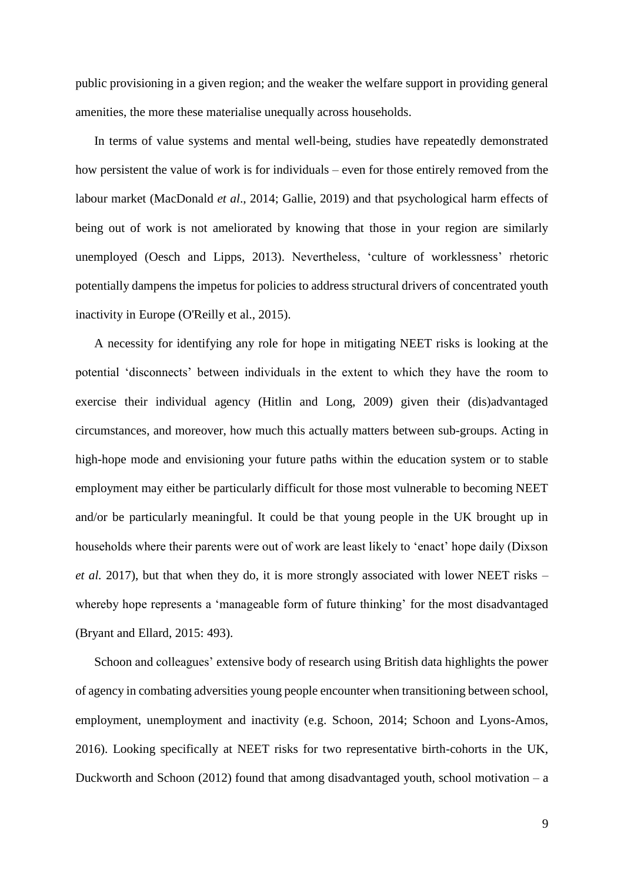public provisioning in a given region; and the weaker the welfare support in providing general amenities, the more these materialise unequally across households.

In terms of value systems and mental well-being, studies have repeatedly demonstrated how persistent the value of work is for individuals – even for those entirely removed from the labour market (MacDonald *et al*., 2014; Gallie, 2019) and that psychological harm effects of being out of work is not ameliorated by knowing that those in your region are similarly unemployed (Oesch and Lipps, 2013). Nevertheless, 'culture of worklessness' rhetoric potentially dampens the impetus for policies to address structural drivers of concentrated youth inactivity in Europe (O'Reilly et al., 2015).

A necessity for identifying any role for hope in mitigating NEET risks is looking at the potential 'disconnects' between individuals in the extent to which they have the room to exercise their individual agency (Hitlin and Long, 2009) given their (dis)advantaged circumstances, and moreover, how much this actually matters between sub-groups. Acting in high-hope mode and envisioning your future paths within the education system or to stable employment may either be particularly difficult for those most vulnerable to becoming NEET and/or be particularly meaningful. It could be that young people in the UK brought up in households where their parents were out of work are least likely to 'enact' hope daily (Dixson *et al.* 2017), but that when they do, it is more strongly associated with lower NEET risks – whereby hope represents a 'manageable form of future thinking' for the most disadvantaged (Bryant and Ellard, 2015: 493).

Schoon and colleagues' extensive body of research using British data highlights the power of agency in combating adversities young people encounter when transitioning between school, employment, unemployment and inactivity (e.g. Schoon, 2014; Schoon and Lyons-Amos, 2016). Looking specifically at NEET risks for two representative birth-cohorts in the UK, Duckworth and Schoon (2012) found that among disadvantaged youth, school motivation – a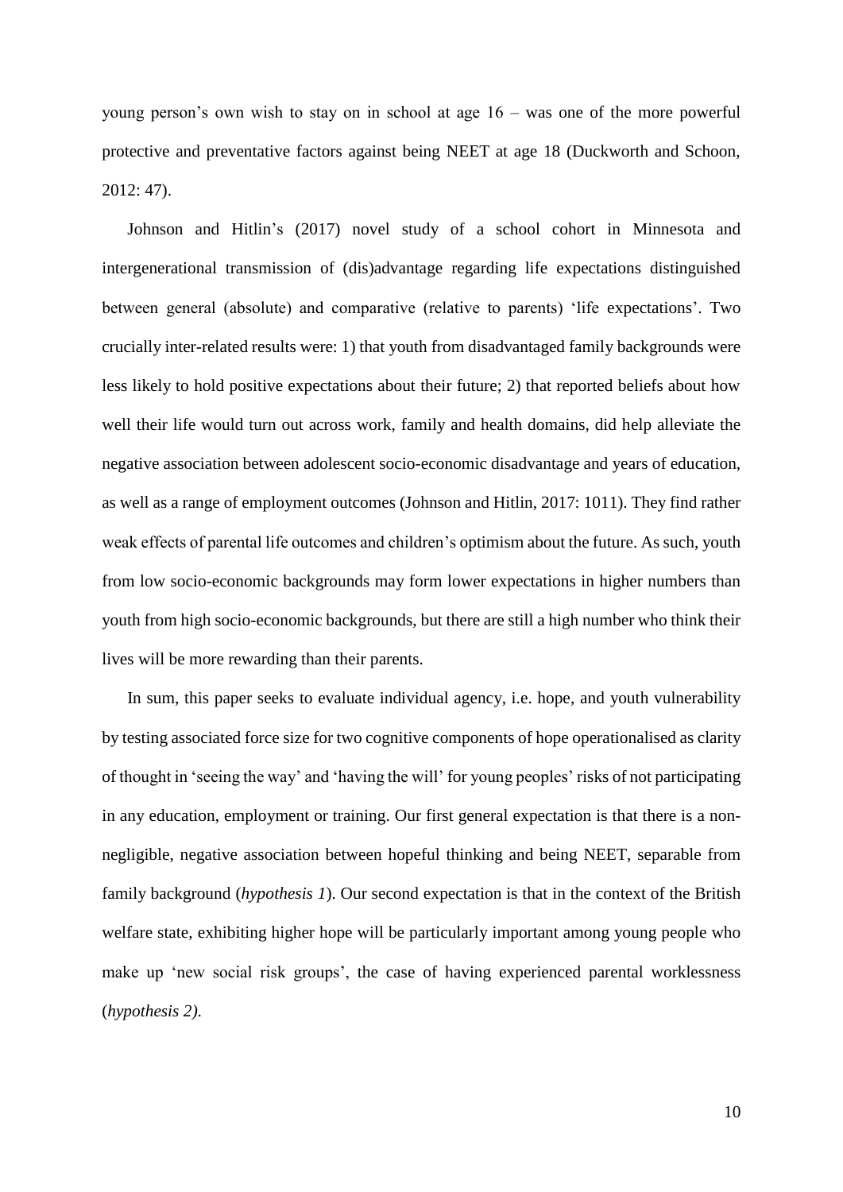young person's own wish to stay on in school at age 16 – was one of the more powerful protective and preventative factors against being NEET at age 18 (Duckworth and Schoon, 2012: 47).

Johnson and Hitlin's (2017) novel study of a school cohort in Minnesota and intergenerational transmission of (dis)advantage regarding life expectations distinguished between general (absolute) and comparative (relative to parents) 'life expectations'. Two crucially inter-related results were: 1) that youth from disadvantaged family backgrounds were less likely to hold positive expectations about their future; 2) that reported beliefs about how well their life would turn out across work, family and health domains, did help alleviate the negative association between adolescent socio-economic disadvantage and years of education, as well as a range of employment outcomes (Johnson and Hitlin, 2017: 1011). They find rather weak effects of parental life outcomes and children's optimism about the future. As such, youth from low socio-economic backgrounds may form lower expectations in higher numbers than youth from high socio-economic backgrounds, but there are still a high number who think their lives will be more rewarding than their parents.

In sum, this paper seeks to evaluate individual agency, i.e. hope, and youth vulnerability by testing associated force size for two cognitive components of hope operationalised as clarity of thought in 'seeing the way' and 'having the will' for young peoples' risks of not participating in any education, employment or training. Our first general expectation is that there is a non-negligible, negative association between hopeful thinking and being NEET, separable from family background (*hypothesis 1*). Our second expectation is that in the context of the British welfare state, exhibiting higher hope will be particularly important among young people who make up 'new social risk groups', the case of having experienced parental worklessness (*hypothesis 2).*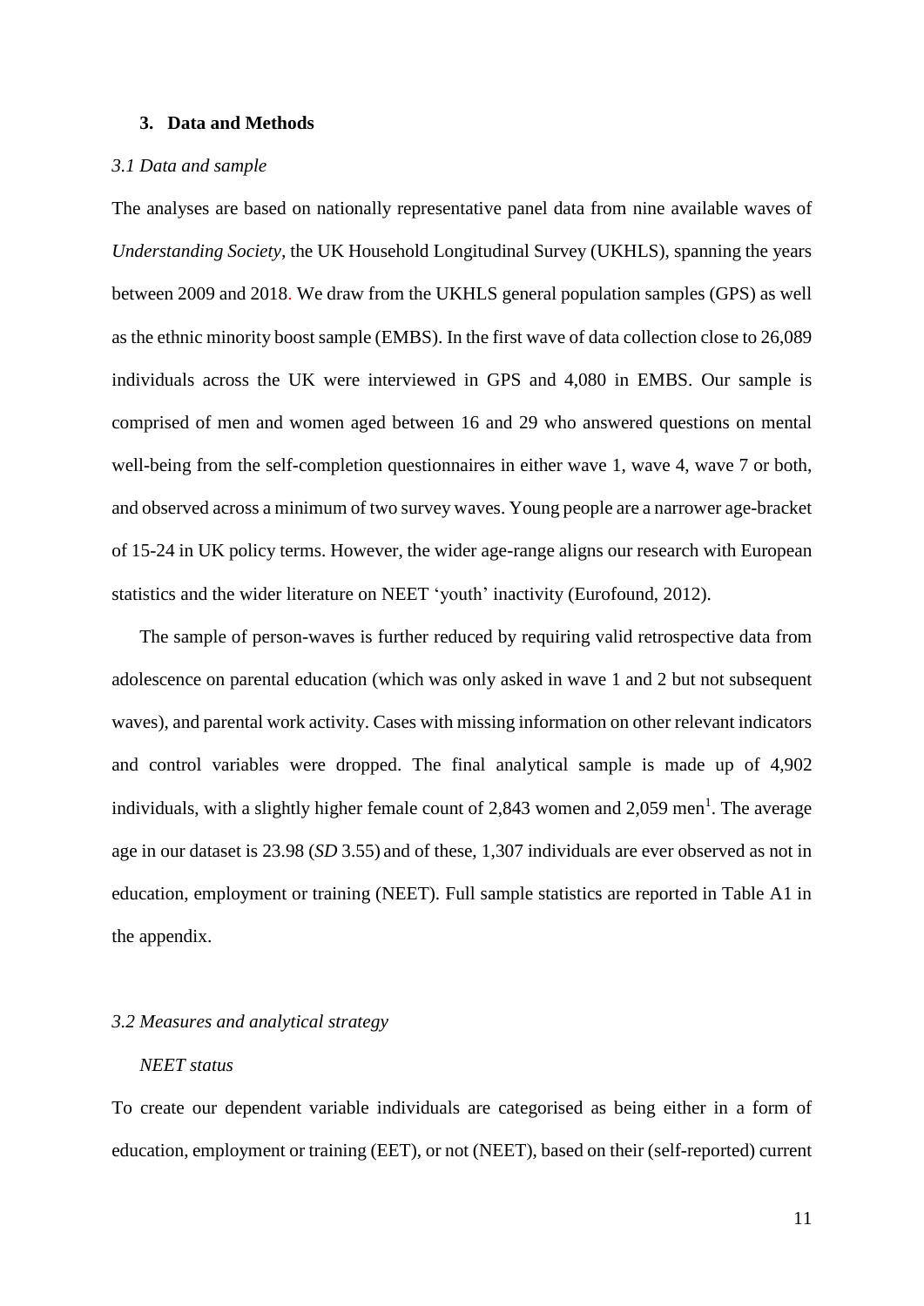## 3. Data and Methods

*3.1 Data and sample*

The analyses are based on nationally representative panel data from nine available waves of *Understanding Society*, the UK Household Longitudinal Survey (UKHLS), spanning the years between 2009 and 2018. We draw from the UKHLS general population samples (GPS) as well as the ethnic minority boost sample (EMBS). In the first wave of data collection close to 26,089 individuals across the UK were interviewed in GPS and 4,080 in EMBS. Our sample is comprised of men and women aged between 16 and 29 who answered questions on mental well-being from the self-completion questionnaires in either wave 1, wave 4, wave 7 or both, and observed across a minimum of two survey waves. Young people are a narrower age-bracket of 15-24 in UK policy terms. However, the wider age-range aligns our research with European statistics and the wider literature on NEET 'youth' inactivity (Eurofound, 2012).

The sample of person-waves is further reduced by requiring valid retrospective data from adolescence on parental education (which was only asked in wave 1 and 2 but not subsequent waves), and parental work activity. Cases with missing information on other relevant indicators and control variables were dropped. The final analytical sample is made up of 4,902 individuals, with a slightly higher female count of 2,843 women and 2,059 men[1]. The average age in our dataset is 23.98 (*SD* 3.55) and of these, 1,307 individuals are ever observed as not in education, employment or training (NEET). Full sample statistics are reported in Table A1 in the appendix.

*3.2 Measures and analytical strategy*

*NEET status*

To create our dependent variable individuals are categorised as being either in a form of education, employment or training (EET), or not (NEET), based on their (self-reported) current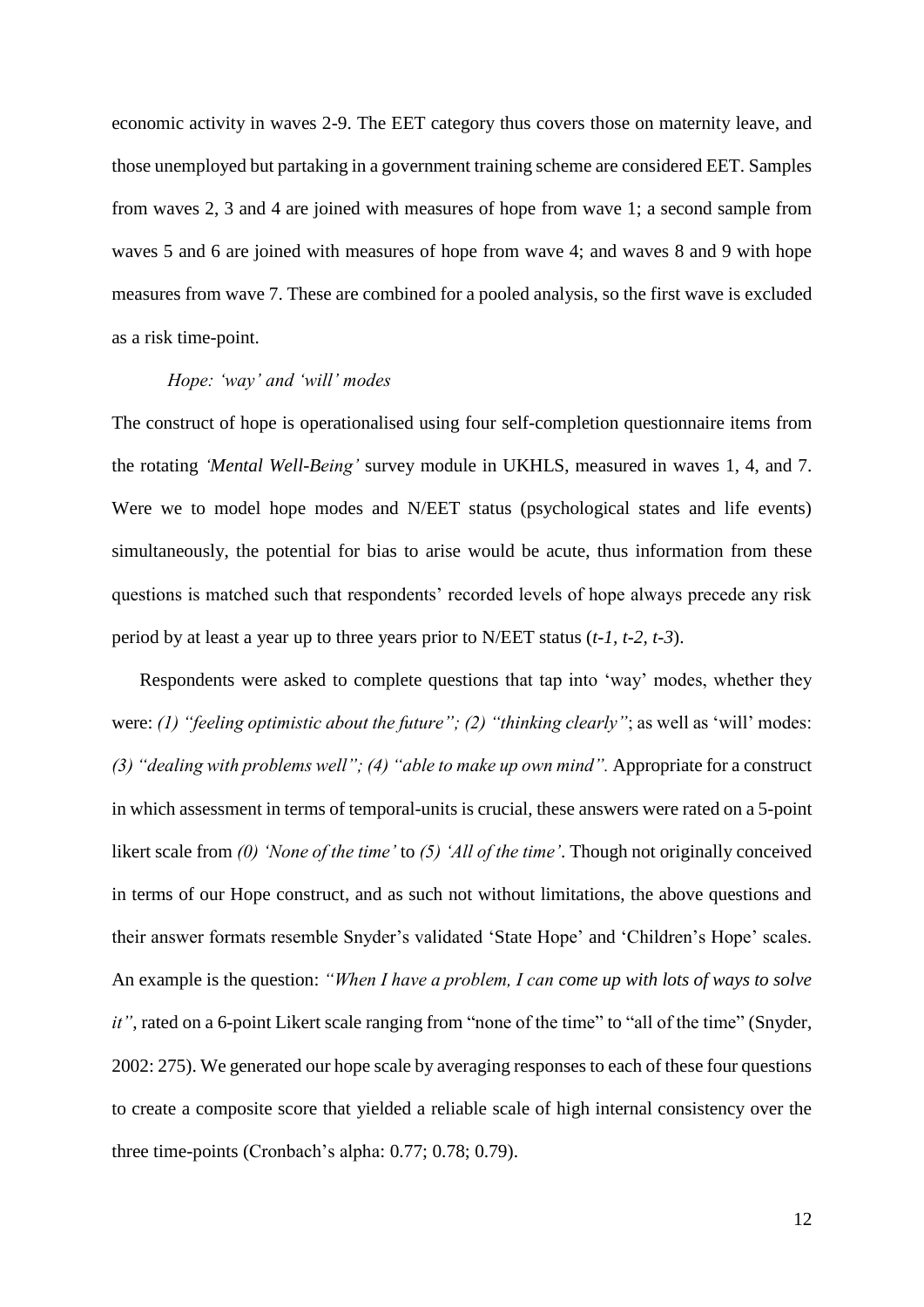economic activity in waves 2-9. The EET category thus covers those on maternity leave, and those unemployed but partaking in a government training scheme are considered EET. Samples from waves 2, 3 and 4 are joined with measures of hope from wave 1; a second sample from waves 5 and 6 are joined with measures of hope from wave 4; and waves 8 and 9 with hope measures from wave 7. These are combined for a pooled analysis, so the first wave is excluded as a risk time-point.

### *Hope: 'way' and 'will' modes*

The construct of hope is operationalised using four self-completion questionnaire items from the rotating *'Mental Well-Being'* survey module in UKHLS, measured in waves 1, 4, and 7. Were we to model hope modes and N/EET status (psychological states and life events) simultaneously, the potential for bias to arise would be acute, thus information from these questions is matched such that respondents' recorded levels of hope always precede any risk period by at least a year up to three years prior to N/EET status (*t-1, t-2, t-3*).

Respondents were asked to complete questions that tap into 'way' modes, whether they were: *(1) "feeling optimistic about the future"; (2) "thinking clearly"*; as well as 'will' modes: *(3) "dealing with problems well"; (4) "able to make up own mind".* Appropriate for a construct in which assessment in terms of temporal-units is crucial, these answers were rated on a 5-point likert scale from *(0) 'None of the time'* to *(5) 'All of the time'*. Though not originally conceived in terms of our Hope construct, and as such not without limitations, the above questions and their answer formats resemble Snyder's validated 'State Hope' and 'Children's Hope' scales. An example is the question: *"When I have a problem, I can come up with lots of ways to solve it"*, rated on a 6-point Likert scale ranging from "none of the time" to "all of the time" (Snyder, 2002: 275). We generated our hope scale by averaging responses to each of these four questions to create a composite score that yielded a reliable scale of high internal consistency over the three time-points (Cronbach's alpha: 0.77; 0.78; 0.79).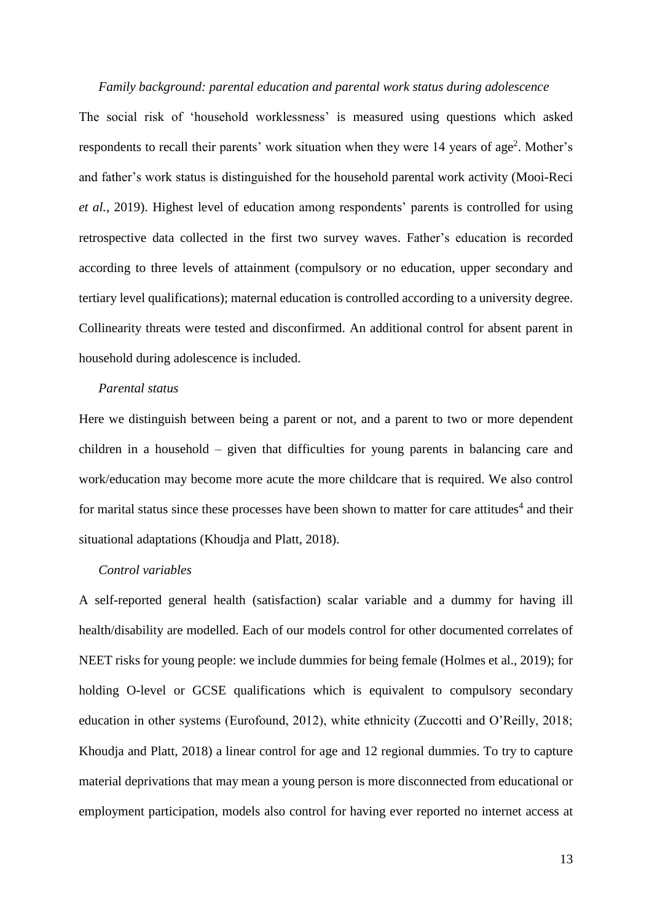*Family background: parental education and parental work status during adolescence*

The social risk of 'household worklessness' is measured using questions which asked respondents to recall their parents' work situation when they were 14 years of age[2]. Mother's and father's work status is distinguished for the household parental work activity (Mooi-Reci *et al.*, 2019). Highest level of education among respondents' parents is controlled for using retrospective data collected in the first two survey waves. Father's education is recorded according to three levels of attainment (compulsory or no education, upper secondary and tertiary level qualifications); maternal education is controlled according to a university degree. Collinearity threats were tested and disconfirmed. An additional control for absent parent in household during adolescence is included.

*Parental status*

Here we distinguish between being a parent or not, and a parent to two or more dependent children in a household – given that difficulties for young parents in balancing care and work/education may become more acute the more childcare that is required. We also control for marital status since these processes have been shown to matter for care attitudes[4] and their situational adaptations (Khoudja and Platt, 2018).

*Control variables*

A self-reported general health (satisfaction) scalar variable and a dummy for having ill health/disability are modelled. Each of our models control for other documented correlates of NEET risks for young people: we include dummies for being female (Holmes et al., 2019); for holding O-level or GCSE qualifications which is equivalent to compulsory secondary education in other systems (Eurofound, 2012), white ethnicity (Zuccotti and O'Reilly, 2018; Khoudja and Platt, 2018) a linear control for age and 12 regional dummies. To try to capture material deprivations that may mean a young person is more disconnected from educational or employment participation, models also control for having ever reported no internet access at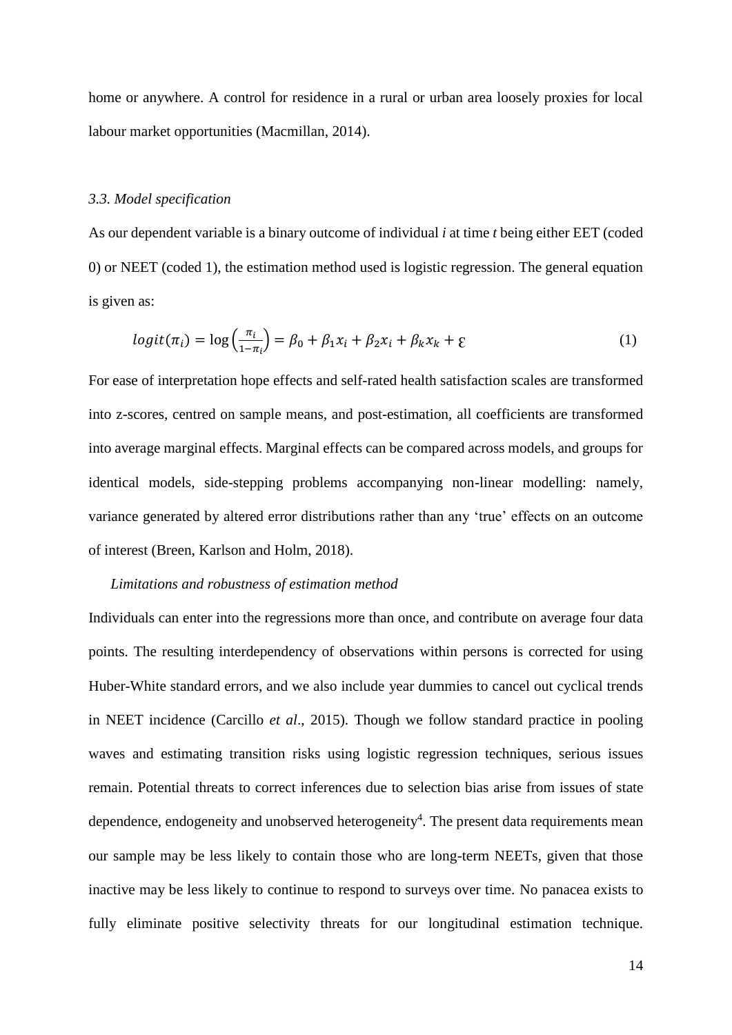home or anywhere. A control for residence in a rural or urban area loosely proxies for local labour market opportunities (Macmillan, 2014).

### *3.3. Model specification*

As our dependent variable is a binary outcome of individual *i* at time *t* being either EET (coded 0) or NEET (coded 1), the estimation method used is logistic regression. The general equation is given as:

$$logit(\pi_i) = \log\left(\frac{\pi_i}{1-\pi_i}\right) = \beta_0 + \beta_1 x_i + \beta_2 x_i + \beta_k x_k + \varepsilon \qquad (1)$$

For ease of interpretation hope effects and self-rated health satisfaction scales are transformed into z-scores, centred on sample means, and post-estimation, all coefficients are transformed into average marginal effects. Marginal effects can be compared across models, and groups for identical models, side-stepping problems accompanying non-linear modelling: namely, variance generated by altered error distributions rather than any 'true' effects on an outcome of interest (Breen, Karlson and Holm, 2018).

*Limitations and robustness of estimation method*

Individuals can enter into the regressions more than once, and contribute on average four data points. The resulting interdependency of observations within persons is corrected for using Huber-White standard errors, and we also include year dummies to cancel out cyclical trends in NEET incidence (Carcillo *et al*., 2015). Though we follow standard practice in pooling waves and estimating transition risks using logistic regression techniques, serious issues remain. Potential threats to correct inferences due to selection bias arise from issues of state dependence, endogeneity and unobserved heterogeneity[4]. The present data requirements mean our sample may be less likely to contain those who are long-term NEETs, given that those inactive may be less likely to continue to respond to surveys over time. No panacea exists to fully eliminate positive selectivity threats for our longitudinal estimation technique.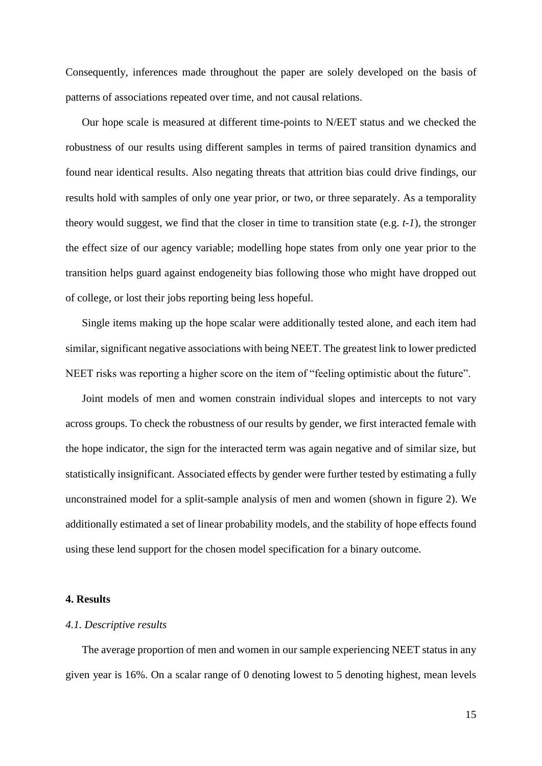Consequently, inferences made throughout the paper are solely developed on the basis of patterns of associations repeated over time, and not causal relations.

Our hope scale is measured at different time-points to N/EET status and we checked the robustness of our results using different samples in terms of paired transition dynamics and found near identical results. Also negating threats that attrition bias could drive findings, our results hold with samples of only one year prior, or two, or three separately. As a temporality theory would suggest, we find that the closer in time to transition state (e.g. *t-1*), the stronger the effect size of our agency variable; modelling hope states from only one year prior to the transition helps guard against endogeneity bias following those who might have dropped out of college, or lost their jobs reporting being less hopeful.

Single items making up the hope scalar were additionally tested alone, and each item had similar, significant negative associations with being NEET. The greatest link to lower predicted NEET risks was reporting a higher score on the item of "feeling optimistic about the future".

Joint models of men and women constrain individual slopes and intercepts to not vary across groups. To check the robustness of our results by gender, we first interacted female with the hope indicator, the sign for the interacted term was again negative and of similar size, but statistically insignificant. Associated effects by gender were further tested by estimating a fully unconstrained model for a split-sample analysis of men and women (shown in figure 2). We additionally estimated a set of linear probability models, and the stability of hope effects found using these lend support for the chosen model specification for a binary outcome.

## 4. Results

### *4.1. Descriptive results*

The average proportion of men and women in our sample experiencing NEET status in any given year is 16%. On a scalar range of 0 denoting lowest to 5 denoting highest, mean levels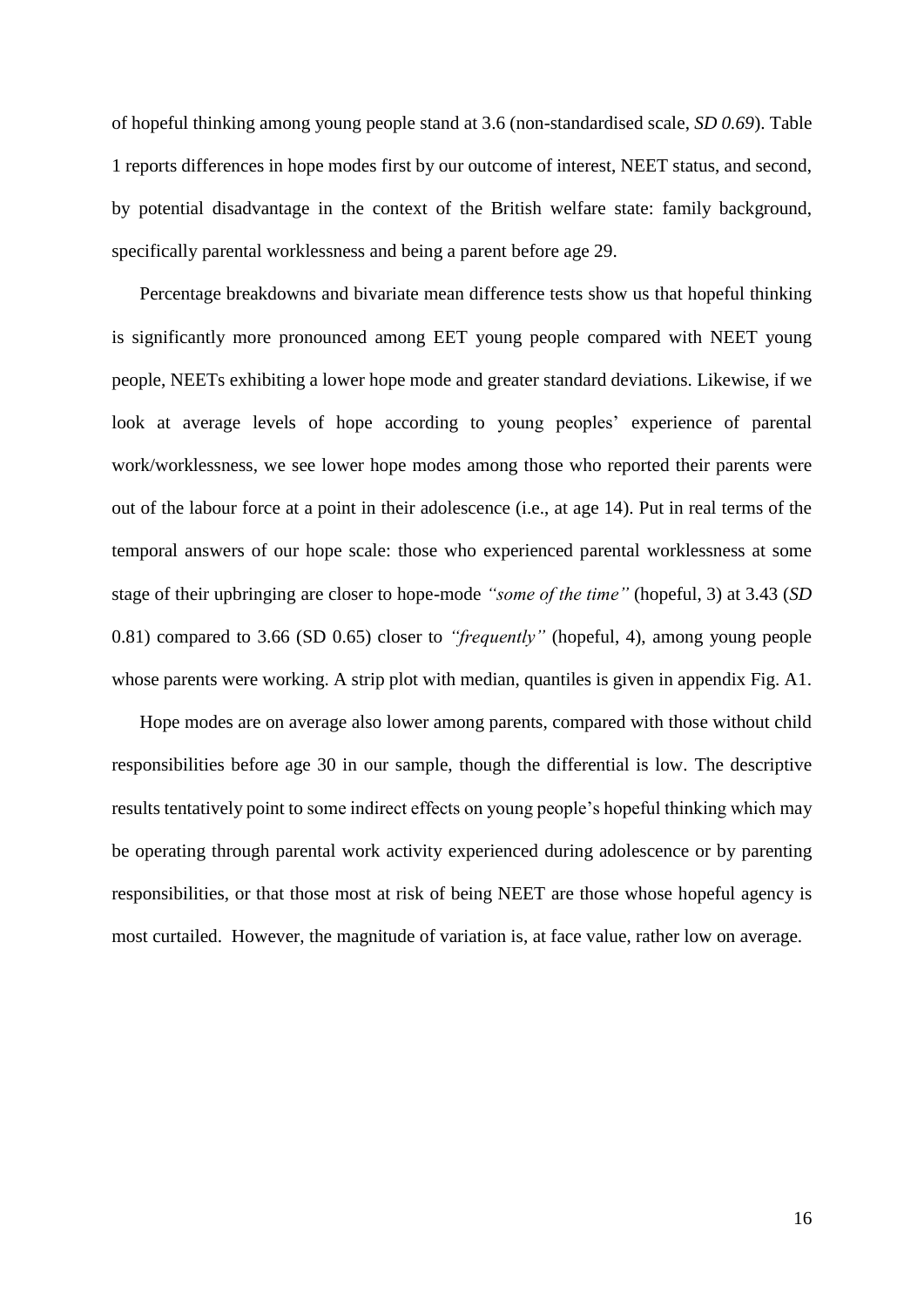of hopeful thinking among young people stand at 3.6 (non-standardised scale, *SD 0.69*). Table 1 reports differences in hope modes first by our outcome of interest, NEET status, and second, by potential disadvantage in the context of the British welfare state: family background, specifically parental worklessness and being a parent before age 29.

Percentage breakdowns and bivariate mean difference tests show us that hopeful thinking is significantly more pronounced among EET young people compared with NEET young people, NEETs exhibiting a lower hope mode and greater standard deviations. Likewise, if we look at average levels of hope according to young peoples' experience of parental work/worklessness, we see lower hope modes among those who reported their parents were out of the labour force at a point in their adolescence (i.e., at age 14). Put in real terms of the temporal answers of our hope scale: those who experienced parental worklessness at some stage of their upbringing are closer to hope-mode *"some of the time"* (hopeful, 3) at 3.43 (*SD* 0.81) compared to 3.66 (SD 0.65) closer to *"frequently"* (hopeful, 4), among young people whose parents were working. A strip plot with median, quantiles is given in appendix Fig. A1.

Hope modes are on average also lower among parents, compared with those without child responsibilities before age 30 in our sample, though the differential is low. The descriptive results tentatively point to some indirect effects on young people's hopeful thinking which may be operating through parental work activity experienced during adolescence or by parenting responsibilities, or that those most at risk of being NEET are those whose hopeful agency is most curtailed. However, the magnitude of variation is, at face value, rather low on average.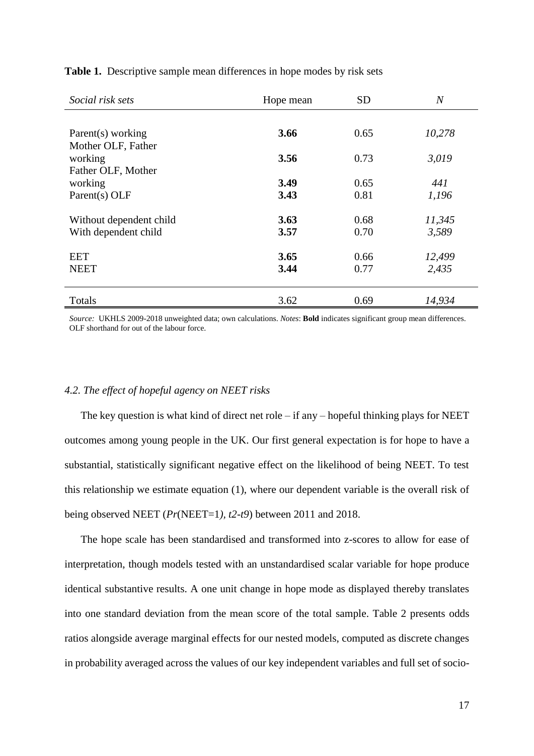**Table 1.** Descriptive sample mean differences in hope modes by risk sets

| *Social risk sets* | Hope mean | SD | *N* |
|---|---|---|---|
| Parent(s) working | **3.66** | 0.65 | *10,278* |
| Mother OLF, Father working | **3.56** | 0.73 | *3,019* |
| Father OLF, Mother working | **3.49** | 0.65 | *441* |
| Parent(s) OLF | **3.43** | 0.81 | *1,196* |
| Without dependent child | **3.63** | 0.68 | *11,345* |
| With dependent child | **3.57** | 0.70 | *3,589* |
| EET | **3.65** | 0.66 | *12,499* |
| NEET | **3.44** | 0.77 | *2,435* |
| Totals | 3.62 | 0.69 | *14,934* |

*Source:* UKHLS 2009-2018 unweighted data; own calculations. *Notes*: **Bold** indicates significant group mean differences. OLF shorthand for out of the labour force.

### *4.2. The effect of hopeful agency on NEET risks*

The key question is what kind of direct net role – if any – hopeful thinking plays for NEET outcomes among young people in the UK. Our first general expectation is for hope to have a substantial, statistically significant negative effect on the likelihood of being NEET. To test this relationship we estimate equation (1), where our dependent variable is the overall risk of being observed NEET (*Pr*(NEET=1*), t2-t9*) between 2011 and 2018.

The hope scale has been standardised and transformed into z-scores to allow for ease of interpretation, though models tested with an unstandardised scalar variable for hope produce identical substantive results. A one unit change in hope mode as displayed thereby translates into one standard deviation from the mean score of the total sample. Table 2 presents odds ratios alongside average marginal effects for our nested models, computed as discrete changes in probability averaged across the values of our key independent variables and full set of socio-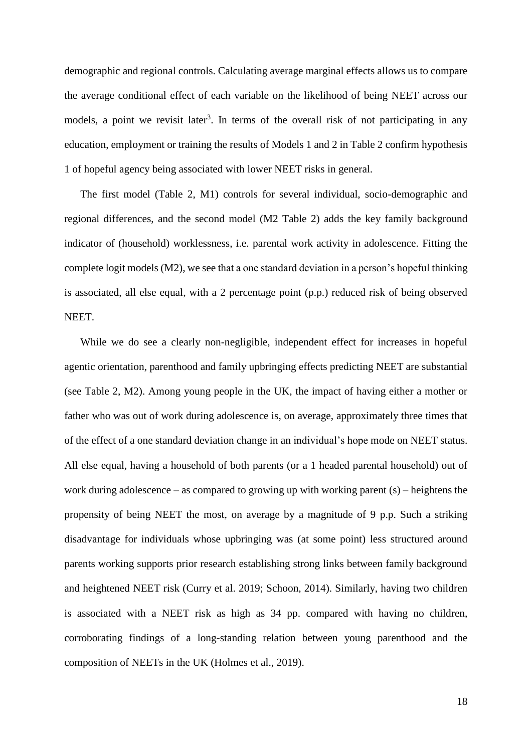demographic and regional controls. Calculating average marginal effects allows us to compare the average conditional effect of each variable on the likelihood of being NEET across our models, a point we revisit later[3]. In terms of the overall risk of not participating in any education, employment or training the results of Models 1 and 2 in Table 2 confirm hypothesis 1 of hopeful agency being associated with lower NEET risks in general.

The first model (Table 2, M1) controls for several individual, socio-demographic and regional differences, and the second model (M2 Table 2) adds the key family background indicator of (household) worklessness, i.e. parental work activity in adolescence. Fitting the complete logit models (M2), we see that a one standard deviation in a person's hopeful thinking is associated, all else equal, with a 2 percentage point (p.p.) reduced risk of being observed NEET.

While we do see a clearly non-negligible, independent effect for increases in hopeful agentic orientation, parenthood and family upbringing effects predicting NEET are substantial (see Table 2, M2). Among young people in the UK, the impact of having either a mother or father who was out of work during adolescence is, on average, approximately three times that of the effect of a one standard deviation change in an individual's hope mode on NEET status. All else equal, having a household of both parents (or a 1 headed parental household) out of work during adolescence – as compared to growing up with working parent (s) – heightens the propensity of being NEET the most, on average by a magnitude of 9 p.p. Such a striking disadvantage for individuals whose upbringing was (at some point) less structured around parents working supports prior research establishing strong links between family background and heightened NEET risk (Curry et al. 2019; Schoon, 2014). Similarly, having two children is associated with a NEET risk as high as 34 pp. compared with having no children, corroborating findings of a long-standing relation between young parenthood and the composition of NEETs in the UK (Holmes et al., 2019).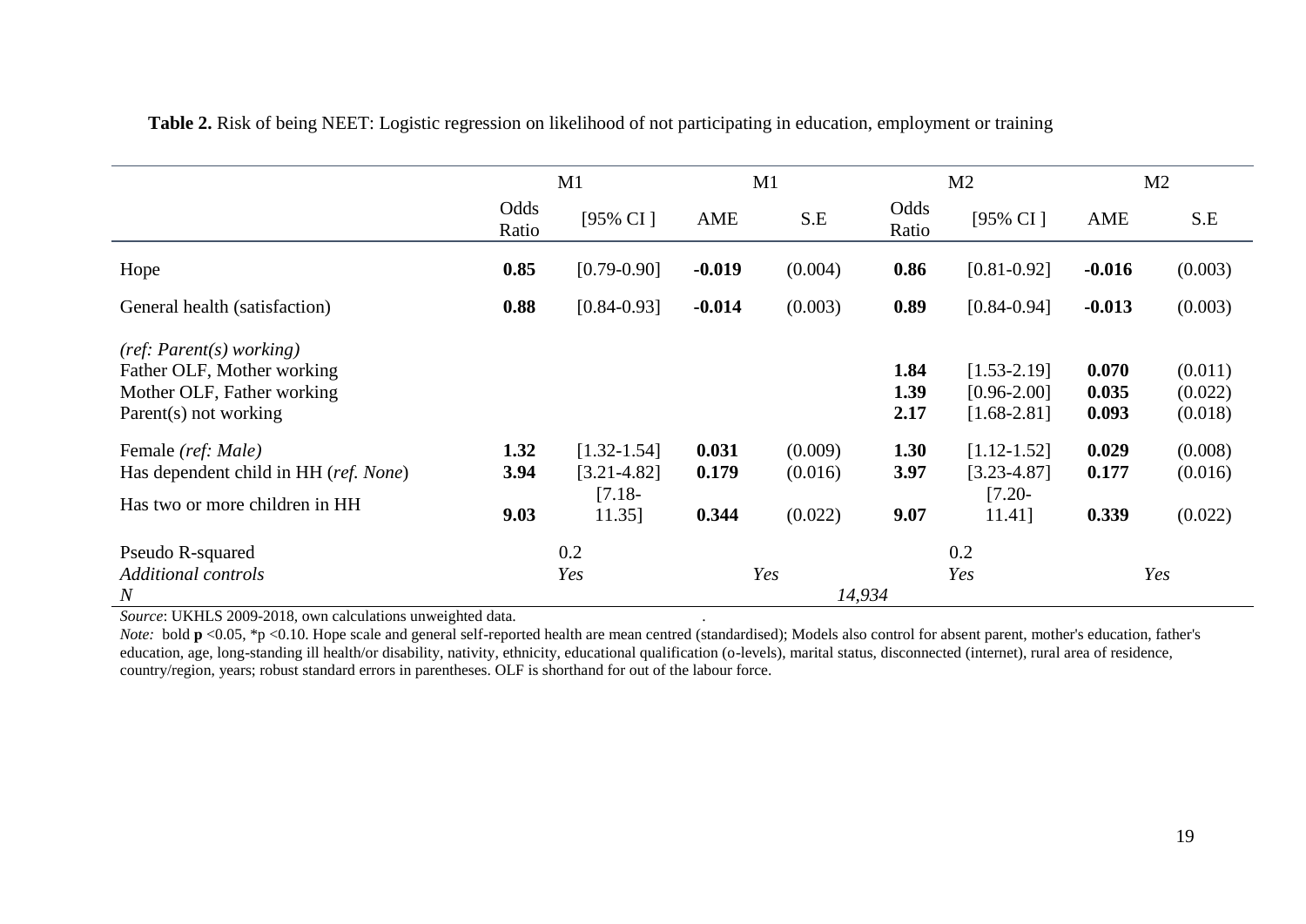**Table 2.** Risk of being NEET: Logistic regression on likelihood of not participating in education, employment or training

| | M1 | | M1 | | M2 | | M2 | |
|---|---|---|---|---|---|---|---|---|
| | Odds Ratio | [95% CI ] | AME | S.E | Odds Ratio | [95% CI ] | AME | S.E |
| Hope | **0.85** | [0.79-0.90] | **-0.019** | (0.004) | **0.86** | [0.81-0.92] | **-0.016** | (0.003) |
| General health (satisfaction) | **0.88** | [0.84-0.93] | **-0.014** | (0.003) | **0.89** | [0.84-0.94] | **-0.013** | (0.003) |
| *(ref: Parent(s) working)* | | | | | | | | |
| Father OLF, Mother working | | | | | **1.84** | [1.53-2.19] | **0.070** | (0.011) |
| Mother OLF, Father working | | | | | **1.39** | [0.96-2.00] | **0.035** | (0.022) |
| Parent(s) not working | | | | | **2.17** | [1.68-2.81] | **0.093** | (0.018) |
| Female *(ref: Male)* | **1.32** | [1.32-1.54] | **0.031** | (0.009) | **1.30** | [1.12-1.52] | **0.029** | (0.008) |
| Has dependent child in HH (*ref. None*) | **3.94** | [3.21-4.82] | **0.179** | (0.016) | **3.97** | [3.23-4.87] | **0.177** | (0.016) |
| Has two or more children in HH | **9.03** | [7.18-11.35] | **0.344** | (0.022) | **9.07** | [7.20-11.41] | **0.339** | (0.022) |
| Pseudo R-squared | 0.2 | | | | 0.2 | | | |
| *Additional controls* | *Yes* | | *Yes* | | *Yes* | | *Yes* | |
| *N* | | | | | *14,934* | | | |

*Source*: UKHLS 2009-2018, own calculations unweighted data.

*Note:* bold **p** <0.05, *p <0.10. Hope scale and general self-reported health are mean centred (standardised); Models also control for absent parent, mother's education, father's education, age, long-standing ill health/or disability, nativity, ethnicity, educational qualification (o-levels), marital status, disconnected (internet), rural area of residence, country/region, years; robust standard errors in parentheses. OLF is shorthand for out of the labour force.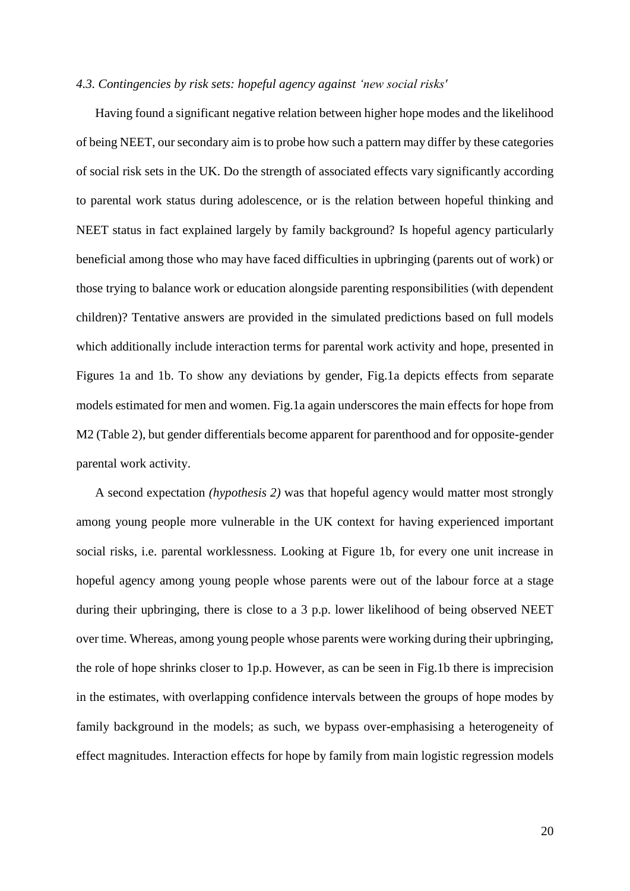### *4.3. Contingencies by risk sets: hopeful agency against 'new social risks'*

Having found a significant negative relation between higher hope modes and the likelihood of being NEET, our secondary aim is to probe how such a pattern may differ by these categories of social risk sets in the UK. Do the strength of associated effects vary significantly according to parental work status during adolescence, or is the relation between hopeful thinking and NEET status in fact explained largely by family background? Is hopeful agency particularly beneficial among those who may have faced difficulties in upbringing (parents out of work) or those trying to balance work or education alongside parenting responsibilities (with dependent children)? Tentative answers are provided in the simulated predictions based on full models which additionally include interaction terms for parental work activity and hope, presented in Figures 1a and 1b. To show any deviations by gender, Fig.1a depicts effects from separate models estimated for men and women. Fig.1a again underscores the main effects for hope from M2 (Table 2), but gender differentials become apparent for parenthood and for opposite-gender parental work activity.

A second expectation *(hypothesis 2)* was that hopeful agency would matter most strongly among young people more vulnerable in the UK context for having experienced important social risks, i.e. parental worklessness. Looking at Figure 1b, for every one unit increase in hopeful agency among young people whose parents were out of the labour force at a stage during their upbringing, there is close to a 3 p.p. lower likelihood of being observed NEET over time. Whereas, among young people whose parents were working during their upbringing, the role of hope shrinks closer to 1p.p. However, as can be seen in Fig.1b there is imprecision in the estimates, with overlapping confidence intervals between the groups of hope modes by family background in the models; as such, we bypass over-emphasising a heterogeneity of effect magnitudes. Interaction effects for hope by family from main logistic regression models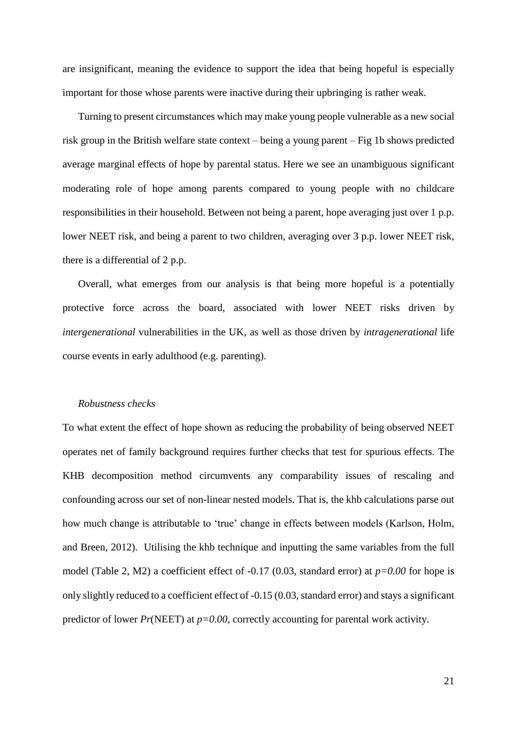are insignificant, meaning the evidence to support the idea that being hopeful is especially important for those whose parents were inactive during their upbringing is rather weak.

Turning to present circumstances which may make young people vulnerable as a new social risk group in the British welfare state context – being a young parent – Fig 1b shows predicted average marginal effects of hope by parental status. Here we see an unambiguous significant moderating role of hope among parents compared to young people with no childcare responsibilities in their household. Between not being a parent, hope averaging just over 1 p.p. lower NEET risk, and being a parent to two children, averaging over 3 p.p. lower NEET risk, there is a differential of 2 p.p.

Overall, what emerges from our analysis is that being more hopeful is a potentially protective force across the board, associated with lower NEET risks driven by *intergenerational* vulnerabilities in the UK, as well as those driven by *intragenerational* life course events in early adulthood (e.g. parenting).

### *Robustness checks*

To what extent the effect of hope shown as reducing the probability of being observed NEET operates net of family background requires further checks that test for spurious effects. The KHB decomposition method circumvents any comparability issues of rescaling and confounding across our set of non-linear nested models. That is, the khb calculations parse out how much change is attributable to 'true' change in effects between models (Karlson, Holm, and Breen, 2012). Utilising the khb technique and inputting the same variables from the full model (Table 2, M2) a coefficient effect of -0.17 (0.03, standard error) at $p=0.00$ for hope is only slightly reduced to a coefficient effect of -0.15 (0.03, standard error) and stays a significant predictor of lower *Pr*(NEET) at $p=0.00$, correctly accounting for parental work activity.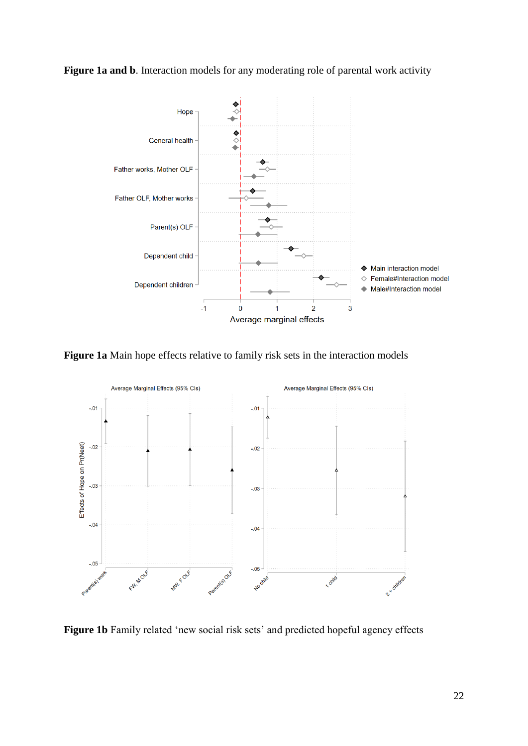**Figure 1a and b**. Interaction models for any moderating role of parental work activity

**Figure 1a** Main hope effects relative to family risk sets in the interaction models

**Figure 1b** Family related 'new social risk sets' and predicted hopeful agency effects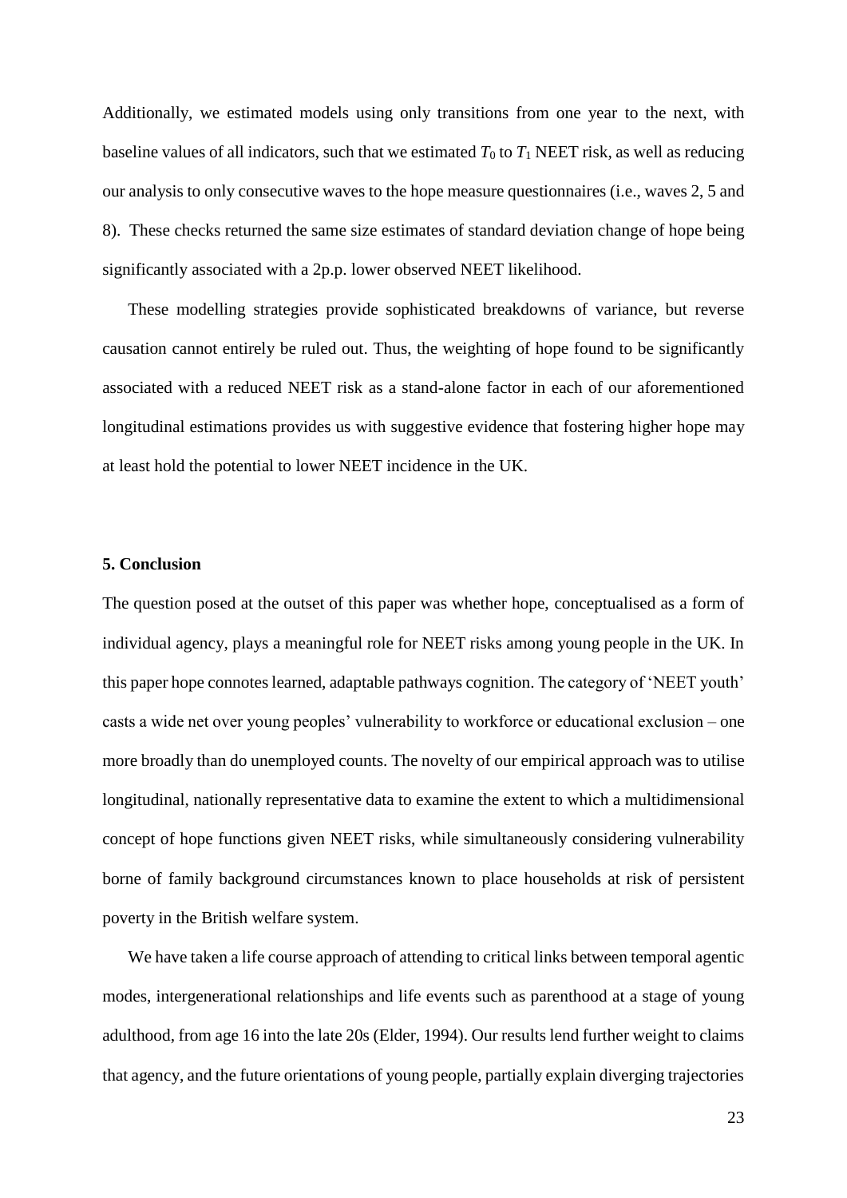Additionally, we estimated models using only transitions from one year to the next, with baseline values of all indicators, such that we estimated $T_0$ to $T_1$ NEET risk, as well as reducing our analysis to only consecutive waves to the hope measure questionnaires (i.e., waves 2, 5 and 8). These checks returned the same size estimates of standard deviation change of hope being significantly associated with a 2p.p. lower observed NEET likelihood.

These modelling strategies provide sophisticated breakdowns of variance, but reverse causation cannot entirely be ruled out. Thus, the weighting of hope found to be significantly associated with a reduced NEET risk as a stand-alone factor in each of our aforementioned longitudinal estimations provides us with suggestive evidence that fostering higher hope may at least hold the potential to lower NEET incidence in the UK.

## 5. Conclusion

The question posed at the outset of this paper was whether hope, conceptualised as a form of individual agency, plays a meaningful role for NEET risks among young people in the UK. In this paper hope connotes learned, adaptable pathways cognition. The category of 'NEET youth' casts a wide net over young peoples' vulnerability to workforce or educational exclusion – one more broadly than do unemployed counts. The novelty of our empirical approach was to utilise longitudinal, nationally representative data to examine the extent to which a multidimensional concept of hope functions given NEET risks, while simultaneously considering vulnerability borne of family background circumstances known to place households at risk of persistent poverty in the British welfare system.

We have taken a life course approach of attending to critical links between temporal agentic modes, intergenerational relationships and life events such as parenthood at a stage of young adulthood, from age 16 into the late 20s (Elder, 1994). Our results lend further weight to claims that agency, and the future orientations of young people, partially explain diverging trajectories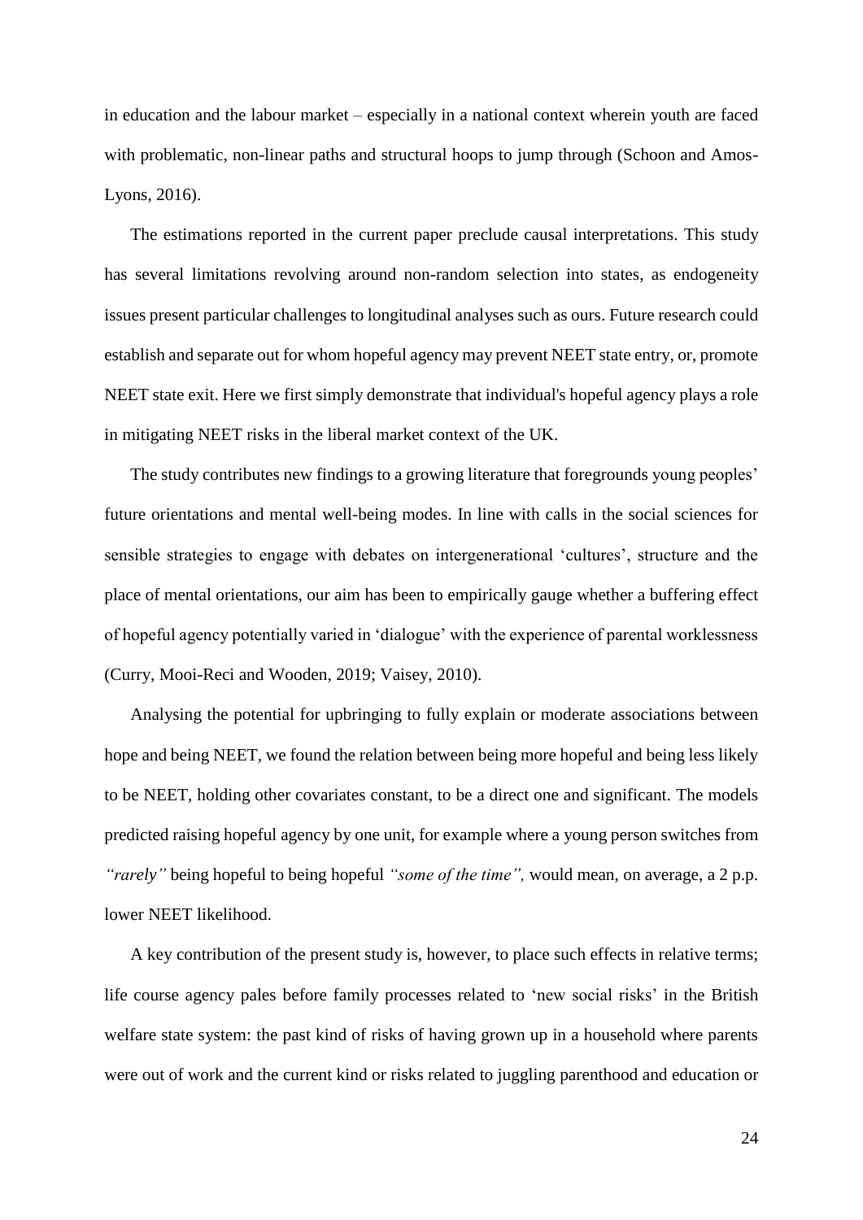in education and the labour market – especially in a national context wherein youth are faced with problematic, non-linear paths and structural hoops to jump through (Schoon and Amos-Lyons, 2016).

The estimations reported in the current paper preclude causal interpretations. This study has several limitations revolving around non-random selection into states, as endogeneity issues present particular challenges to longitudinal analyses such as ours. Future research could establish and separate out for whom hopeful agency may prevent NEET state entry, or, promote NEET state exit. Here we first simply demonstrate that individual's hopeful agency plays a role in mitigating NEET risks in the liberal market context of the UK.

The study contributes new findings to a growing literature that foregrounds young peoples' future orientations and mental well-being modes. In line with calls in the social sciences for sensible strategies to engage with debates on intergenerational 'cultures', structure and the place of mental orientations, our aim has been to empirically gauge whether a buffering effect of hopeful agency potentially varied in 'dialogue' with the experience of parental worklessness (Curry, Mooi-Reci and Wooden, 2019; Vaisey, 2010).

Analysing the potential for upbringing to fully explain or moderate associations between hope and being NEET, we found the relation between being more hopeful and being less likely to be NEET, holding other covariates constant, to be a direct one and significant. The models predicted raising hopeful agency by one unit, for example where a young person switches from *"rarely"* being hopeful to being hopeful *"some of the time",* would mean, on average, a 2 p.p. lower NEET likelihood.

A key contribution of the present study is, however, to place such effects in relative terms; life course agency pales before family processes related to 'new social risks' in the British welfare state system: the past kind of risks of having grown up in a household where parents were out of work and the current kind or risks related to juggling parenthood and education or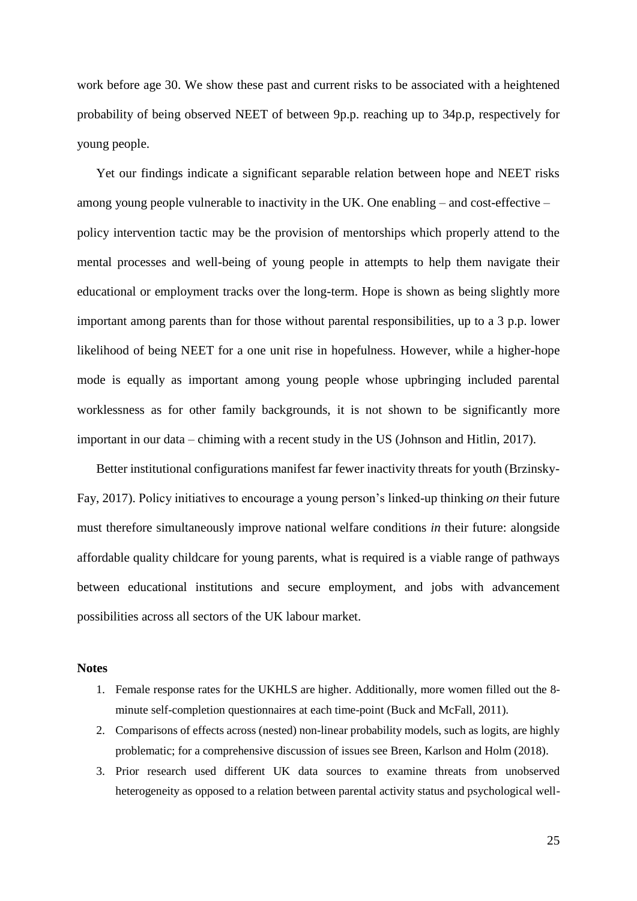work before age 30. We show these past and current risks to be associated with a heightened probability of being observed NEET of between 9p.p. reaching up to 34p.p, respectively for young people.

Yet our findings indicate a significant separable relation between hope and NEET risks among young people vulnerable to inactivity in the UK. One enabling – and cost-effective – policy intervention tactic may be the provision of mentorships which properly attend to the mental processes and well-being of young people in attempts to help them navigate their educational or employment tracks over the long-term. Hope is shown as being slightly more important among parents than for those without parental responsibilities, up to a 3 p.p. lower likelihood of being NEET for a one unit rise in hopefulness. However, while a higher-hope mode is equally as important among young people whose upbringing included parental worklessness as for other family backgrounds, it is not shown to be significantly more important in our data – chiming with a recent study in the US (Johnson and Hitlin, 2017).

Better institutional configurations manifest far fewer inactivity threats for youth (Brzinsky-Fay, 2017). Policy initiatives to encourage a young person's linked-up thinking *on* their future must therefore simultaneously improve national welfare conditions *in* their future: alongside affordable quality childcare for young parents, what is required is a viable range of pathways between educational institutions and secure employment, and jobs with advancement possibilities across all sectors of the UK labour market.

**Notes**

1. Female response rates for the UKHLS are higher. Additionally, more women filled out the 8-minute self-completion questionnaires at each time-point (Buck and McFall, 2011).
2. Comparisons of effects across (nested) non-linear probability models, such as logits, are highly problematic; for a comprehensive discussion of issues see Breen, Karlson and Holm (2018).
3. Prior research used different UK data sources to examine threats from unobserved heterogeneity as opposed to a relation between parental activity status and psychological well-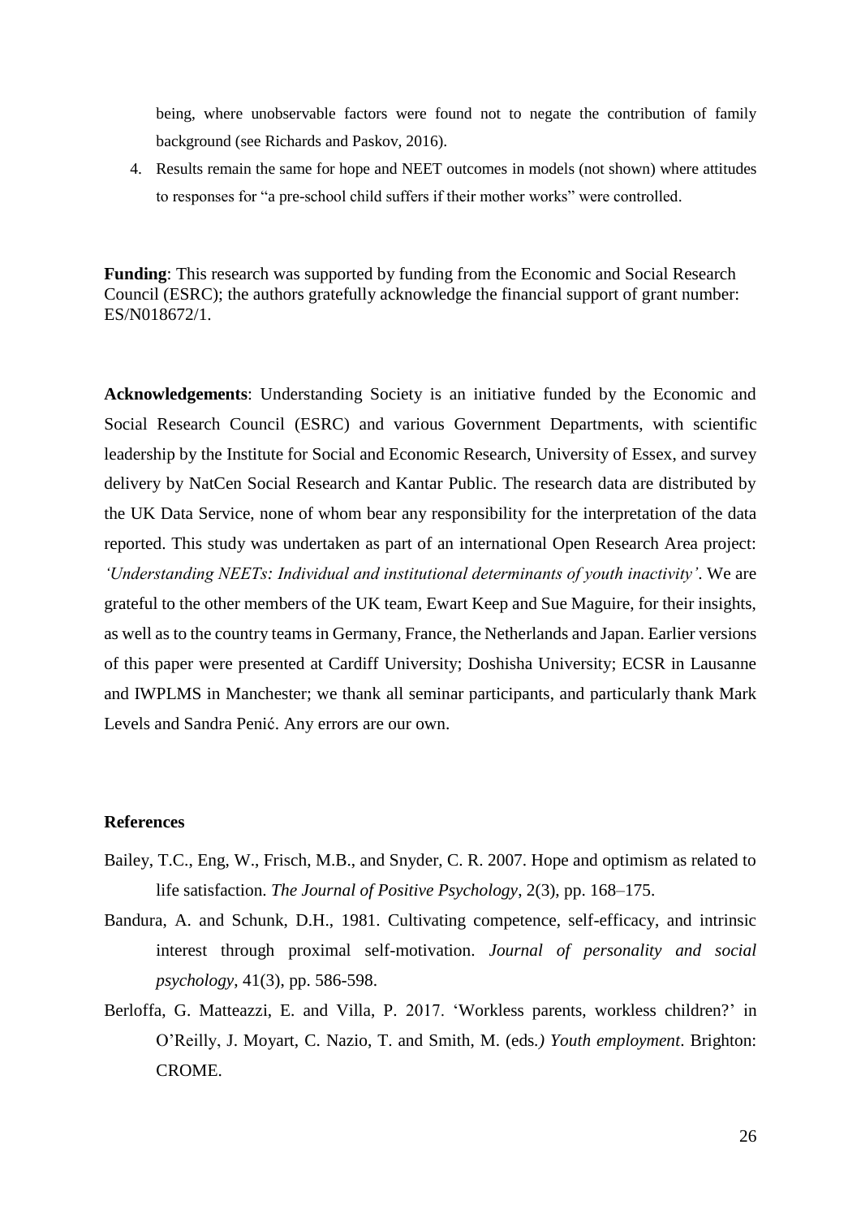being, where unobservable factors were found not to negate the contribution of family background (see Richards and Paskov, 2016).

4. Results remain the same for hope and NEET outcomes in models (not shown) where attitudes to responses for "a pre-school child suffers if their mother works" were controlled.

**Funding**: This research was supported by funding from the Economic and Social Research Council (ESRC); the authors gratefully acknowledge the financial support of grant number: ES/N018672/1.

**Acknowledgements**: Understanding Society is an initiative funded by the Economic and Social Research Council (ESRC) and various Government Departments, with scientific leadership by the Institute for Social and Economic Research, University of Essex, and survey delivery by NatCen Social Research and Kantar Public. The research data are distributed by the UK Data Service, none of whom bear any responsibility for the interpretation of the data reported. This study was undertaken as part of an international Open Research Area project: *'Understanding NEETs: Individual and institutional determinants of youth inactivity'*. We are grateful to the other members of the UK team, Ewart Keep and Sue Maguire, for their insights, as well as to the country teams in Germany, France, the Netherlands and Japan. Earlier versions of this paper were presented at Cardiff University; Doshisha University; ECSR in Lausanne and IWPLMS in Manchester; we thank all seminar participants, and particularly thank Mark Levels and Sandra Penić. Any errors are our own.

## References

Bailey, T.C., Eng, W., Frisch, M.B., and Snyder, C. R. 2007. Hope and optimism as related to life satisfaction. *The Journal of Positive Psychology*, 2(3), pp. 168–175.

Bandura, A. and Schunk, D.H., 1981. Cultivating competence, self-efficacy, and intrinsic interest through proximal self-motivation. *Journal of personality and social psychology*, 41(3), pp. 586-598.

Berloffa, G. Matteazzi, E. and Villa, P. 2017. 'Workless parents, workless children?' in O'Reilly, J. Moyart, C. Nazio, T. and Smith, M. (eds*.) Youth employment*. Brighton: CROME.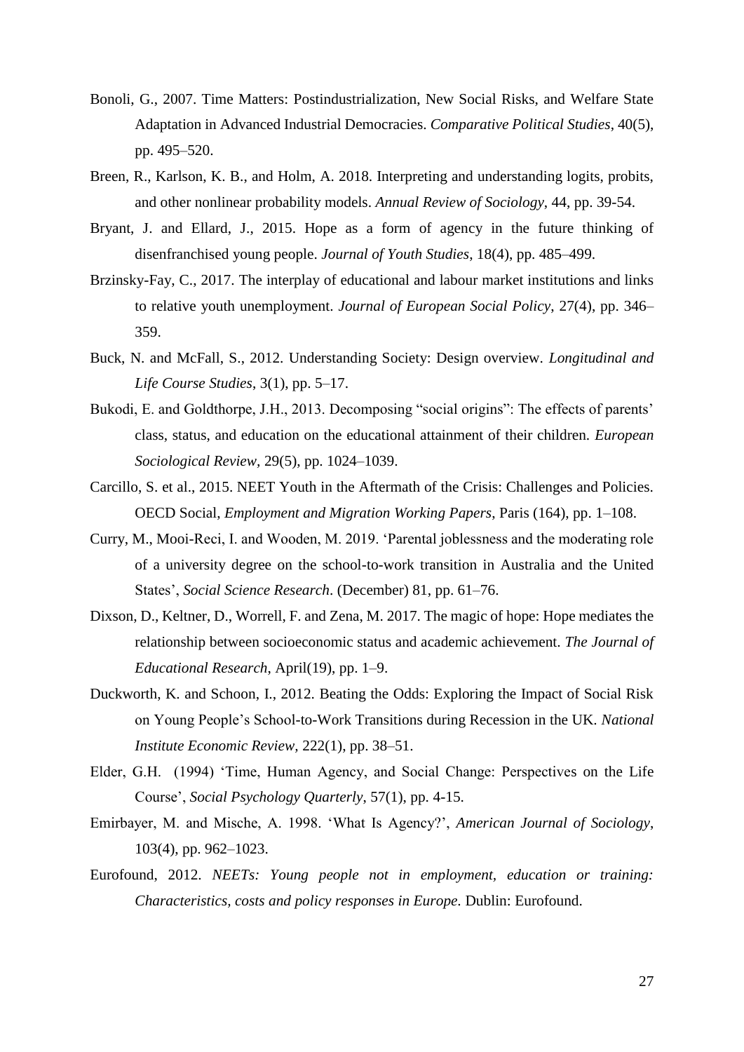Bonoli, G., 2007. Time Matters: Postindustrialization, New Social Risks, and Welfare State Adaptation in Advanced Industrial Democracies. *Comparative Political Studies*, 40(5), pp. 495–520.

Breen, R., Karlson, K. B., and Holm, A. 2018. Interpreting and understanding logits, probits, and other nonlinear probability models. *Annual Review of Sociology*, 44, pp. 39-54.

Bryant, J. and Ellard, J., 2015. Hope as a form of agency in the future thinking of disenfranchised young people. *Journal of Youth Studies*, 18(4), pp. 485–499.

Brzinsky-Fay, C., 2017. The interplay of educational and labour market institutions and links to relative youth unemployment. *Journal of European Social Policy*, 27(4), pp. 346–359.

Buck, N. and McFall, S., 2012. Understanding Society: Design overview. *Longitudinal and Life Course Studies*, 3(1), pp. 5–17.

Bukodi, E. and Goldthorpe, J.H., 2013. Decomposing "social origins": The effects of parents' class, status, and education on the educational attainment of their children. *European Sociological Review,* 29(5), pp. 1024–1039.

Carcillo, S. et al., 2015. NEET Youth in the Aftermath of the Crisis: Challenges and Policies. OECD Social, *Employment and Migration Working Papers*, Paris (164), pp. 1–108.

Curry, M., Mooi-Reci, I. and Wooden, M. 2019. 'Parental joblessness and the moderating role of a university degree on the school-to-work transition in Australia and the United States', *Social Science Research*. (December) 81, pp. 61–76.

Dixson, D., Keltner, D., Worrell, F. and Zena, M. 2017. The magic of hope: Hope mediates the relationship between socioeconomic status and academic achievement. *The Journal of Educational Research*, April(19), pp. 1–9.

Duckworth, K. and Schoon, I., 2012. Beating the Odds: Exploring the Impact of Social Risk on Young People's School-to-Work Transitions during Recession in the UK. *National Institute Economic Review,* 222(1), pp. 38–51.

Elder, G.H. (1994) 'Time, Human Agency, and Social Change: Perspectives on the Life Course', *Social Psychology Quarterly*, 57(1), pp. 4-15.

Emirbayer, M. and Mische, A. 1998. 'What Is Agency?', *American Journal of Sociology*, 103(4), pp. 962–1023.

Eurofound, 2012. *NEETs: Young people not in employment, education or training: Characteristics, costs and policy responses in Europe*. Dublin: Eurofound.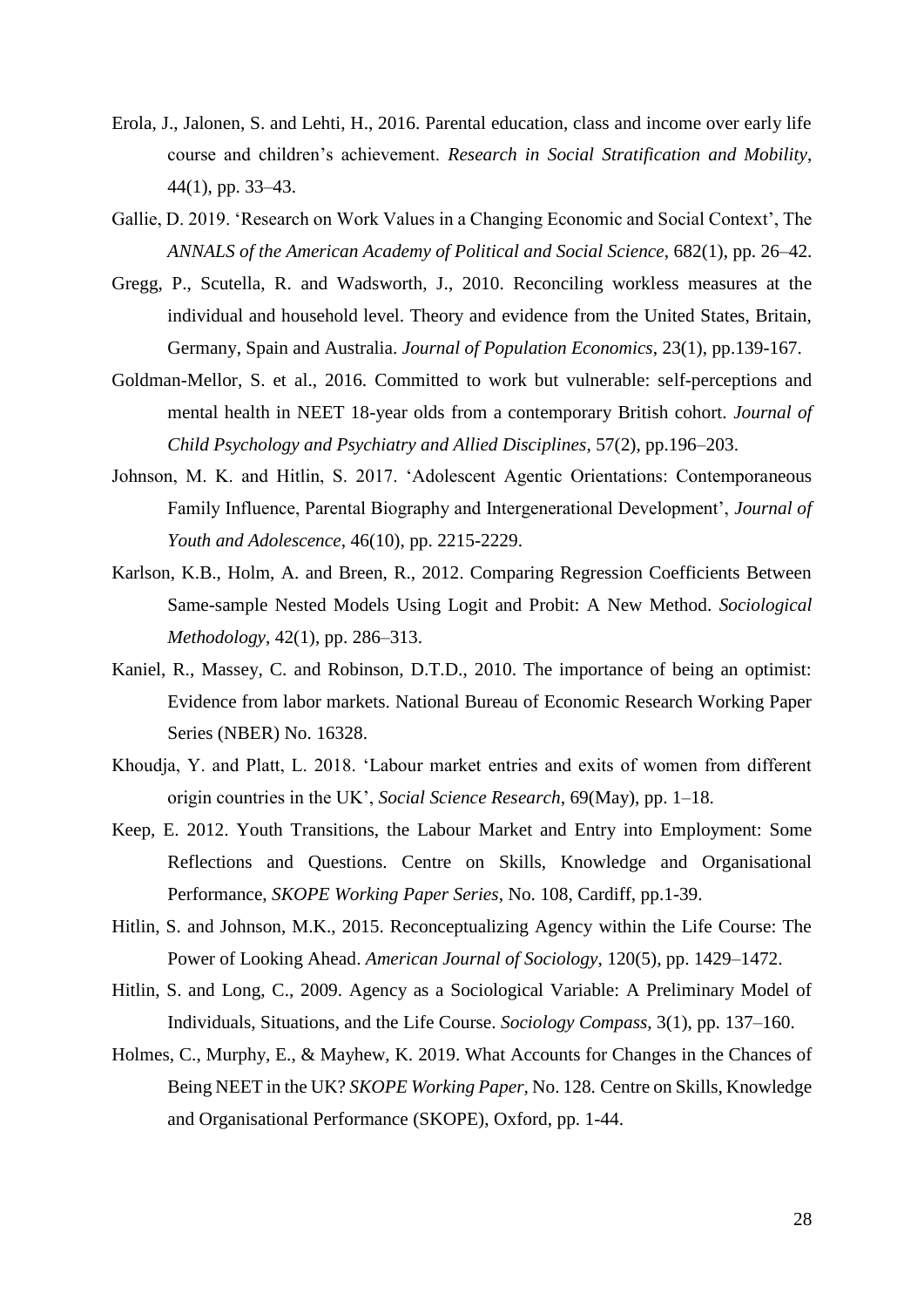Erola, J., Jalonen, S. and Lehti, H., 2016. Parental education, class and income over early life course and children's achievement. *Research in Social Stratification and Mobility*, 44(1), pp. 33–43.

Gallie, D. 2019. 'Research on Work Values in a Changing Economic and Social Context', The *ANNALS of the American Academy of Political and Social Science*, 682(1), pp. 26–42.

Gregg, P., Scutella, R. and Wadsworth, J., 2010. Reconciling workless measures at the individual and household level. Theory and evidence from the United States, Britain, Germany, Spain and Australia. *Journal of Population Economics*, 23(1), pp.139-167.

Goldman-Mellor, S. et al., 2016. Committed to work but vulnerable: self-perceptions and mental health in NEET 18-year olds from a contemporary British cohort. *Journal of Child Psychology and Psychiatry and Allied Disciplines*, 57(2), pp.196–203.

Johnson, M. K. and Hitlin, S. 2017. 'Adolescent Agentic Orientations: Contemporaneous Family Influence, Parental Biography and Intergenerational Development', *Journal of Youth and Adolescence*, 46(10), pp. 2215-2229.

Karlson, K.B., Holm, A. and Breen, R., 2012. Comparing Regression Coefficients Between Same-sample Nested Models Using Logit and Probit: A New Method. *Sociological Methodology*, 42(1), pp. 286–313.

Kaniel, R., Massey, C. and Robinson, D.T.D., 2010. The importance of being an optimist: Evidence from labor markets. National Bureau of Economic Research Working Paper Series (NBER) No. 16328.

Khoudja, Y. and Platt, L. 2018. 'Labour market entries and exits of women from different origin countries in the UK', *Social Science Research*, 69(May), pp. 1–18.

Keep, E. 2012. Youth Transitions, the Labour Market and Entry into Employment: Some Reflections and Questions. Centre on Skills, Knowledge and Organisational Performance, *SKOPE Working Paper Series*, No. 108, Cardiff, pp.1-39.

Hitlin, S. and Johnson, M.K., 2015. Reconceptualizing Agency within the Life Course: The Power of Looking Ahead. *American Journal of Sociology*, 120(5), pp. 1429–1472.

Hitlin, S. and Long, C., 2009. Agency as a Sociological Variable: A Preliminary Model of Individuals, Situations, and the Life Course. *Sociology Compass,* 3(1), pp. 137–160.

Holmes, C., Murphy, E., & Mayhew, K. 2019. What Accounts for Changes in the Chances of Being NEET in the UK? *SKOPE Working Paper*, No. 128. Centre on Skills, Knowledge and Organisational Performance (SKOPE), Oxford, pp. 1-44.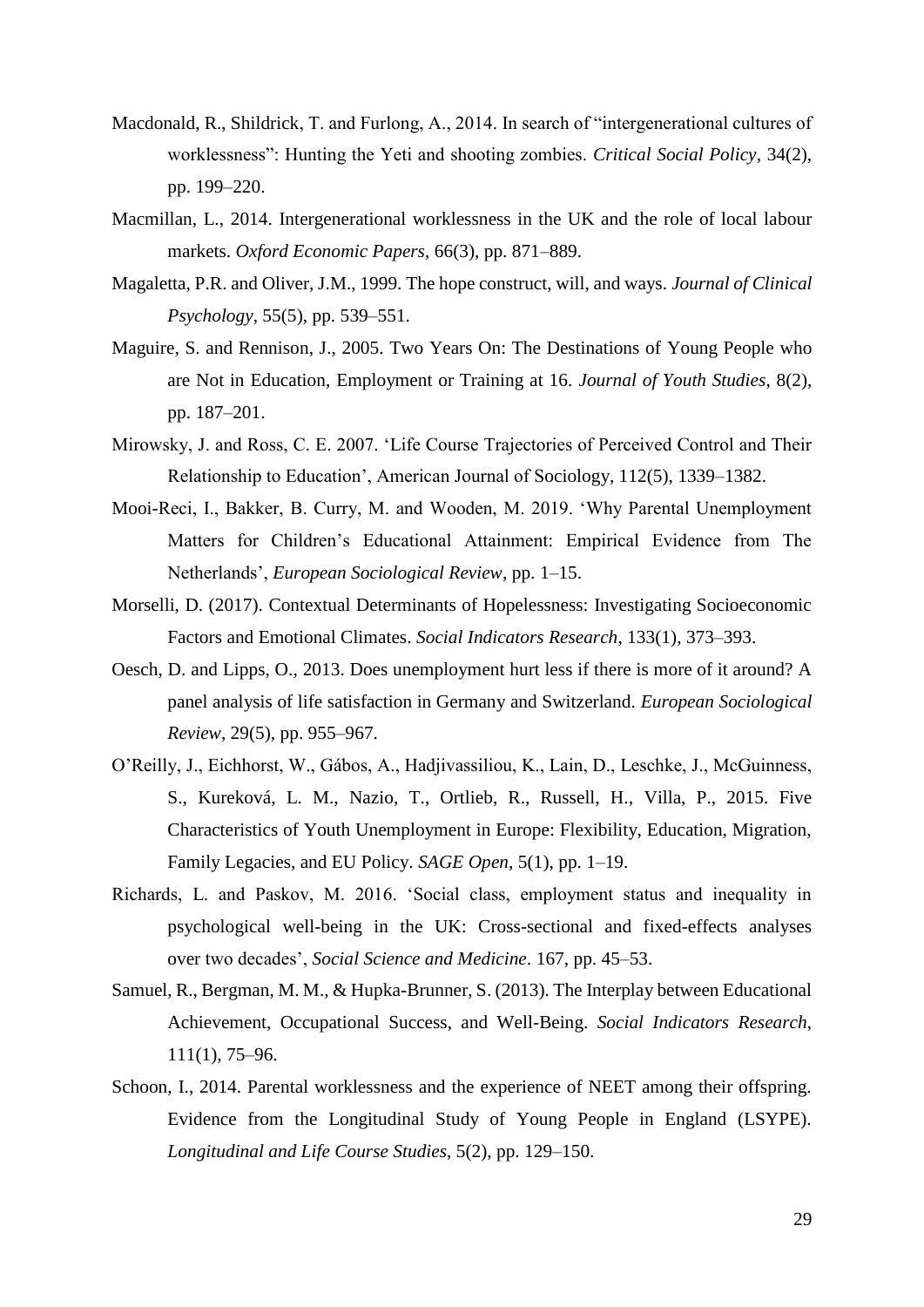Macdonald, R., Shildrick, T. and Furlong, A., 2014. In search of "intergenerational cultures of worklessness": Hunting the Yeti and shooting zombies. *Critical Social Policy*, 34(2), pp. 199–220.

Macmillan, L., 2014. Intergenerational worklessness in the UK and the role of local labour markets. *Oxford Economic Papers*, 66(3), pp. 871–889.

Magaletta, P.R. and Oliver, J.M., 1999. The hope construct, will, and ways. *Journal of Clinical Psychology*, 55(5), pp. 539–551.

Maguire, S. and Rennison, J., 2005. Two Years On: The Destinations of Young People who are Not in Education, Employment or Training at 16. *Journal of Youth Studies*, 8(2), pp. 187–201.

Mirowsky, J. and Ross, C. E. 2007. 'Life Course Trajectories of Perceived Control and Their Relationship to Education', American Journal of Sociology, 112(5), 1339–1382.

Mooi-Reci, I., Bakker, B. Curry, M. and Wooden, M. 2019. 'Why Parental Unemployment Matters for Children's Educational Attainment: Empirical Evidence from The Netherlands', *European Sociological Review*, pp. 1–15.

Morselli, D. (2017). Contextual Determinants of Hopelessness: Investigating Socioeconomic Factors and Emotional Climates. *Social Indicators Research*, 133(1), 373–393.

Oesch, D. and Lipps, O., 2013. Does unemployment hurt less if there is more of it around? A panel analysis of life satisfaction in Germany and Switzerland. *European Sociological Review*, 29(5), pp. 955–967.

O'Reilly, J., Eichhorst, W., Gábos, A., Hadjivassiliou, K., Lain, D., Leschke, J., McGuinness, S., Kureková, L. M., Nazio, T., Ortlieb, R., Russell, H., Villa, P., 2015. Five Characteristics of Youth Unemployment in Europe: Flexibility, Education, Migration, Family Legacies, and EU Policy. *SAGE Open*, 5(1), pp. 1–19.

Richards, L. and Paskov, M. 2016. 'Social class, employment status and inequality in psychological well-being in the UK: Cross-sectional and fixed-effects analyses over two decades', *Social Science and Medicine*. 167, pp. 45–53.

Samuel, R., Bergman, M. M., & Hupka-Brunner, S. (2013). The Interplay between Educational Achievement, Occupational Success, and Well-Being. *Social Indicators Research*, 111(1), 75–96.

Schoon, I., 2014. Parental worklessness and the experience of NEET among their offspring. Evidence from the Longitudinal Study of Young People in England (LSYPE). *Longitudinal and Life Course Studies*, 5(2), pp. 129–150.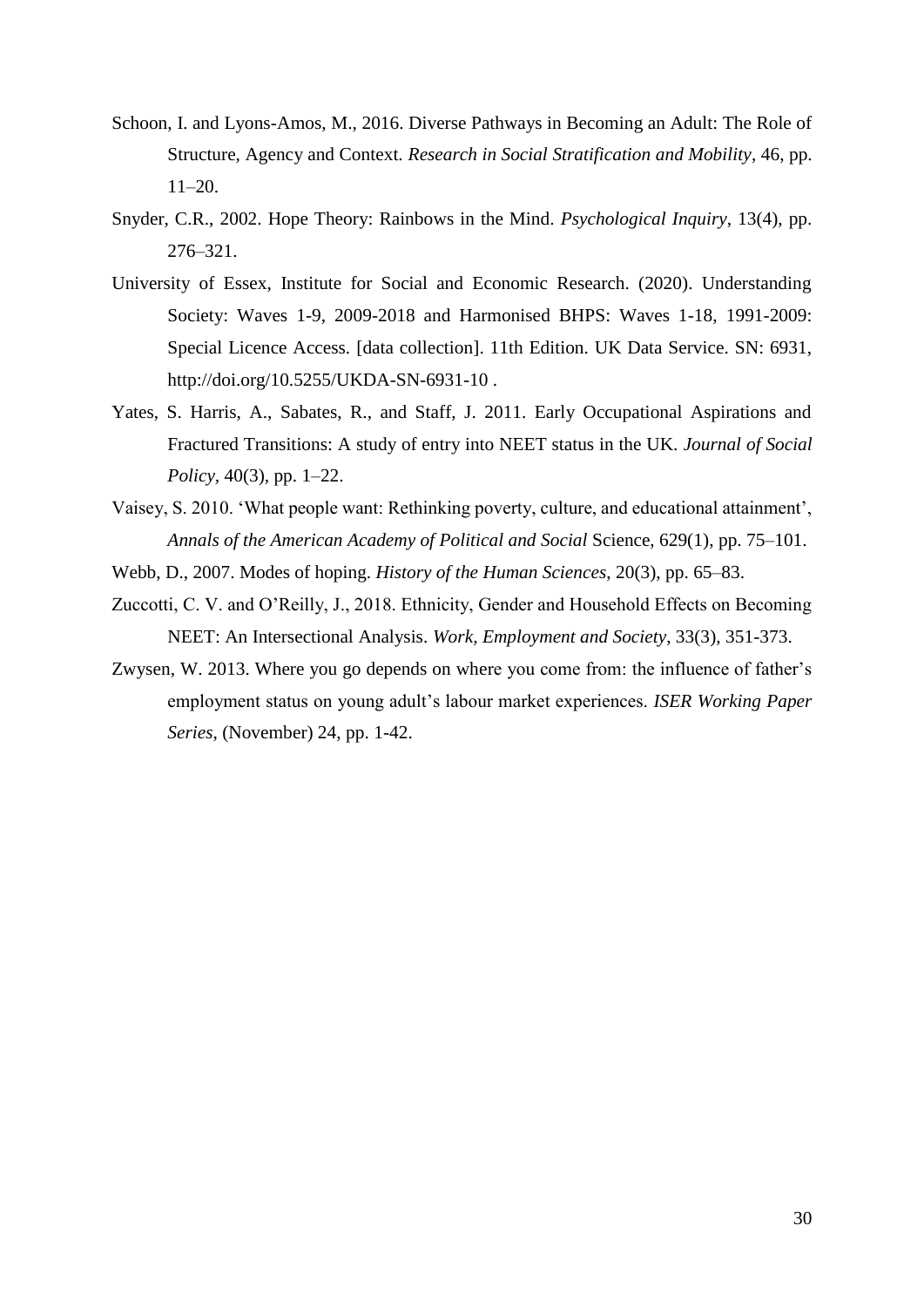Schoon, I. and Lyons-Amos, M., 2016. Diverse Pathways in Becoming an Adult: The Role of Structure, Agency and Context. *Research in Social Stratification and Mobility*, 46, pp. 11–20.

Snyder, C.R., 2002. Hope Theory: Rainbows in the Mind. *Psychological Inquiry*, 13(4), pp. 276–321.

University of Essex, Institute for Social and Economic Research. (2020). Understanding Society: Waves 1-9, 2009-2018 and Harmonised BHPS: Waves 1-18, 1991-2009: Special Licence Access. [data collection]. 11th Edition. UK Data Service. SN: 6931, http://doi.org/10.5255/UKDA-SN-6931-10 .

Yates, S. Harris, A., Sabates, R., and Staff, J. 2011. Early Occupational Aspirations and Fractured Transitions: A study of entry into NEET status in the UK. *Journal of Social Policy*, 40(3), pp. 1–22.

Vaisey, S. 2010. 'What people want: Rethinking poverty, culture, and educational attainment', *Annals of the American Academy of Political and Social* Science, 629(1), pp. 75–101.

Webb, D., 2007. Modes of hoping. *History of the Human Sciences*, 20(3), pp. 65–83.

Zuccotti, C. V. and O'Reilly, J., 2018. Ethnicity, Gender and Household Effects on Becoming NEET: An Intersectional Analysis. *Work, Employment and Society*, 33(3), 351-373.

Zwysen, W. 2013. Where you go depends on where you come from: the influence of father's employment status on young adult's labour market experiences. *ISER Working Paper Series*, (November) 24, pp. 1-42.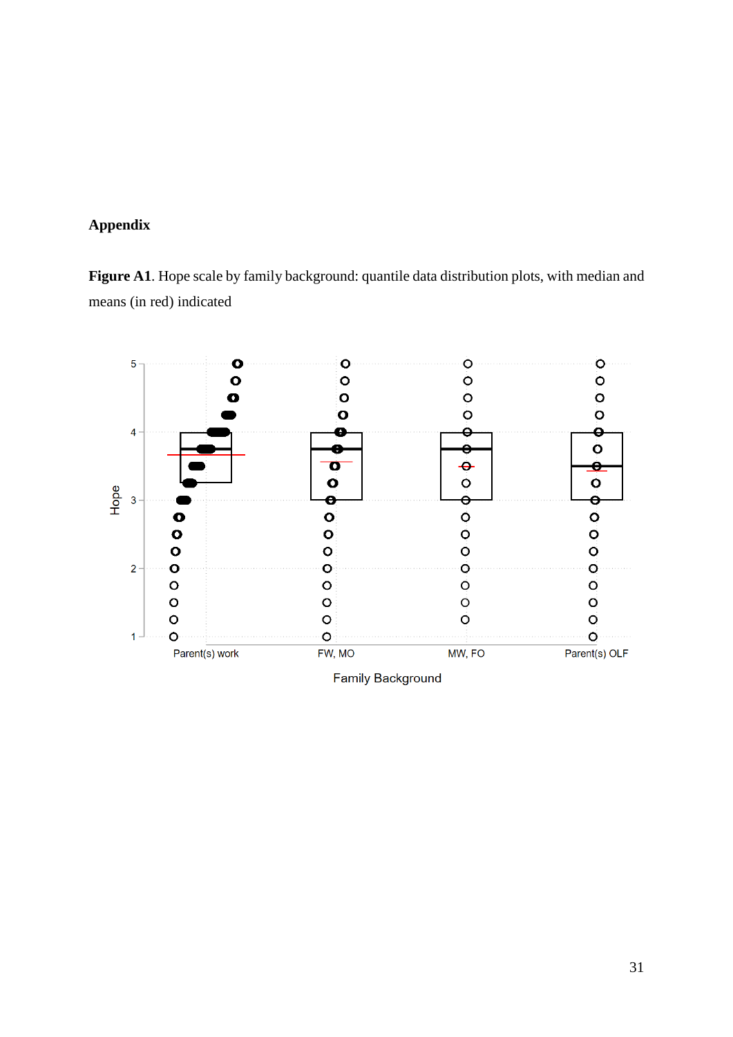# Appendix

**Figure A1**. Hope scale by family background: quantile data distribution plots, with median and means (in red) indicated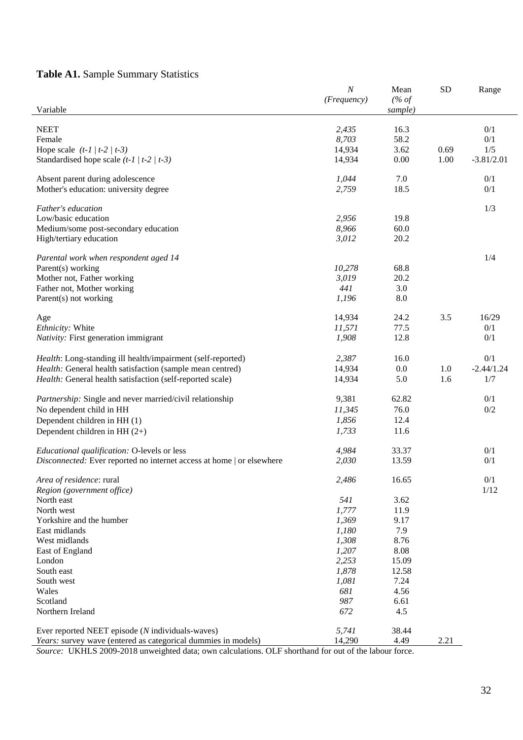**Table A1.** Sample Summary Statistics

| Variable | *N* *(Frequency)* | Mean *(% of sample)* | SD | Range |
|---|---|---|---|---|
| NEET | *2,435* | 16.3 | | 0/1 |
| Female | *8,703* | 58.2 | | 0/1 |
| Hope scale *(t-1 \| t-2 \| t-3)* | 14,934 | 3.62 | 0.69 | 1/5 |
| Standardised hope scale *(t-1 \| t-2 \| t-3)* | 14,934 | 0.00 | 1.00 | -3.81/2.01 |
| Absent parent during adolescence | *1,044* | 7.0 | | 0/1 |
| Mother's education: university degree | *2,759* | 18.5 | | 0/1 |
| *Father's education* | | | | 1/3 |
| Low/basic education | *2,956* | 19.8 | | |
| Medium/some post-secondary education | *8,966* | 60.0 | | |
| High/tertiary education | *3,012* | 20.2 | | |
| *Parental work when respondent aged 14* | | | | 1/4 |
| Parent(s) working | *10,278* | 68.8 | | |
| Mother not, Father working | *3,019* | 20.2 | | |
| Father not, Mother working | *441* | 3.0 | | |
| Parent(s) not working | *1,196* | 8.0 | | |
| Age | 14,934 | 24.2 | 3.5 | 16/29 |
| *Ethnicity:* White | *11,571* | 77.5 | | 0/1 |
| *Nativity:* First generation immigrant | *1,908* | 12.8 | | 0/1 |
| *Health*: Long-standing ill health/impairment (self-reported) | *2,387* | 16.0 | | 0/1 |
| *Health:* General health satisfaction (sample mean centred) | 14,934 | 0.0 | 1.0 | -2.44/1.24 |
| *Health:* General health satisfaction (self-reported scale) | 14,934 | 5.0 | 1.6 | 1/7 |
| *Partnership:* Single and never married/civil relationship | 9,381 | 62.82 | | 0/1 |
| No dependent child in HH | *11,345* | 76.0 | | 0/2 |
| Dependent children in HH (1) | *1,856* | 12.4 | | |
| Dependent children in HH (2+) | *1,733* | 11.6 | | |
| *Educational qualification:* O-levels or less | *4,984* | 33.37 | | 0/1 |
| *Disconnected:* Ever reported no internet access at home \| or elsewhere | *2,030* | 13.59 | | 0/1 |
| *Area of residence*: rural | *2,486* | 16.65 | | 0/1 |
| *Region (government office)* | | | | 1/12 |
| North east | *541* | 3.62 | | |
| North west | *1,777* | 11.9 | | |
| Yorkshire and the humber | *1,369* | 9.17 | | |
| East midlands | *1,180* | 7.9 | | |
| West midlands | *1,308* | 8.76 | | |
| East of England | *1,207* | 8.08 | | |
| London | *2,253* | 15.09 | | |
| South east | *1,878* | 12.58 | | |
| South west | *1,081* | 7.24 | | |
| Wales | *681* | 4.56 | | |
| Scotland | *987* | 6.61 | | |
| Northern Ireland | *672* | 4.5 | | |
| Ever reported NEET episode (*N* individuals-waves) | *5,741* | 38.44 | | |
| *Years:* survey wave (entered as categorical dummies in models) | 14,290 | 4.49 | 2.21 | |

*Source:* UKHLS 2009-2018 unweighted data; own calculations. OLF shorthand for out of the labour force.